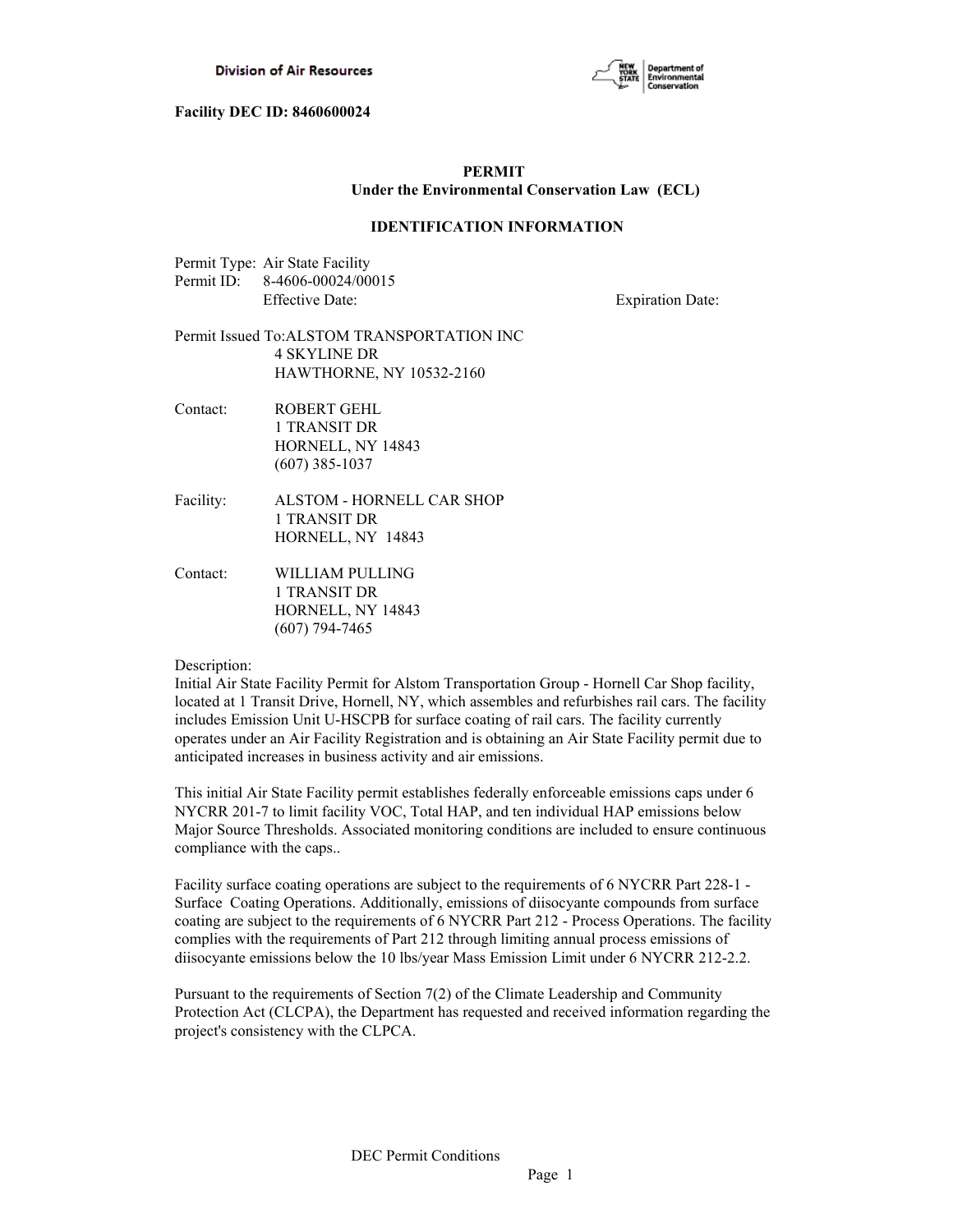**Facility DEC ID: 8460600024**

## PERMIT
### Under the Environmental Conservation Law (ECL)

### IDENTIFICATION INFORMATION

Permit Type: Air State Facility
Permit ID: 8-4606-00024/00015
Effective Date: Expiration Date:

Permit Issued To: ALSTOM TRANSPORTATION INC
4 SKYLINE DR
HAWTHORNE, NY 10532-2160

Contact: ROBERT GEHL
1 TRANSIT DR
HORNELL, NY 14843
(607) 385-1037

Facility: ALSTOM - HORNELL CAR SHOP
1 TRANSIT DR
HORNELL, NY 14843

Contact: WILLIAM PULLING
1 TRANSIT DR
HORNELL, NY 14843
(607) 794-7465

Description:
Initial Air State Facility Permit for Alstom Transportation Group - Hornell Car Shop facility, located at 1 Transit Drive, Hornell, NY, which assembles and refurbishes rail cars. The facility includes Emission Unit U-HSCPB for surface coating of rail cars. The facility currently operates under an Air Facility Registration and is obtaining an Air State Facility permit due to anticipated increases in business activity and air emissions.

This initial Air State Facility permit establishes federally enforceable emissions caps under 6 NYCRR 201-7 to limit facility VOC, Total HAP, and ten individual HAP emissions below Major Source Thresholds. Associated monitoring conditions are included to ensure continuous compliance with the caps..

Facility surface coating operations are subject to the requirements of 6 NYCRR Part 228-1 - Surface Coating Operations. Additionally, emissions of diisocyante compounds from surface coating are subject to the requirements of 6 NYCRR Part 212 - Process Operations. The facility complies with the requirements of Part 212 through limiting annual process emissions of diisocyante emissions below the 10 lbs/year Mass Emission Limit under 6 NYCRR 212-2.2.

Pursuant to the requirements of Section 7(2) of the Climate Leadership and Community Protection Act (CLCPA), the Department has requested and received information regarding the project's consistency with the CLPCA.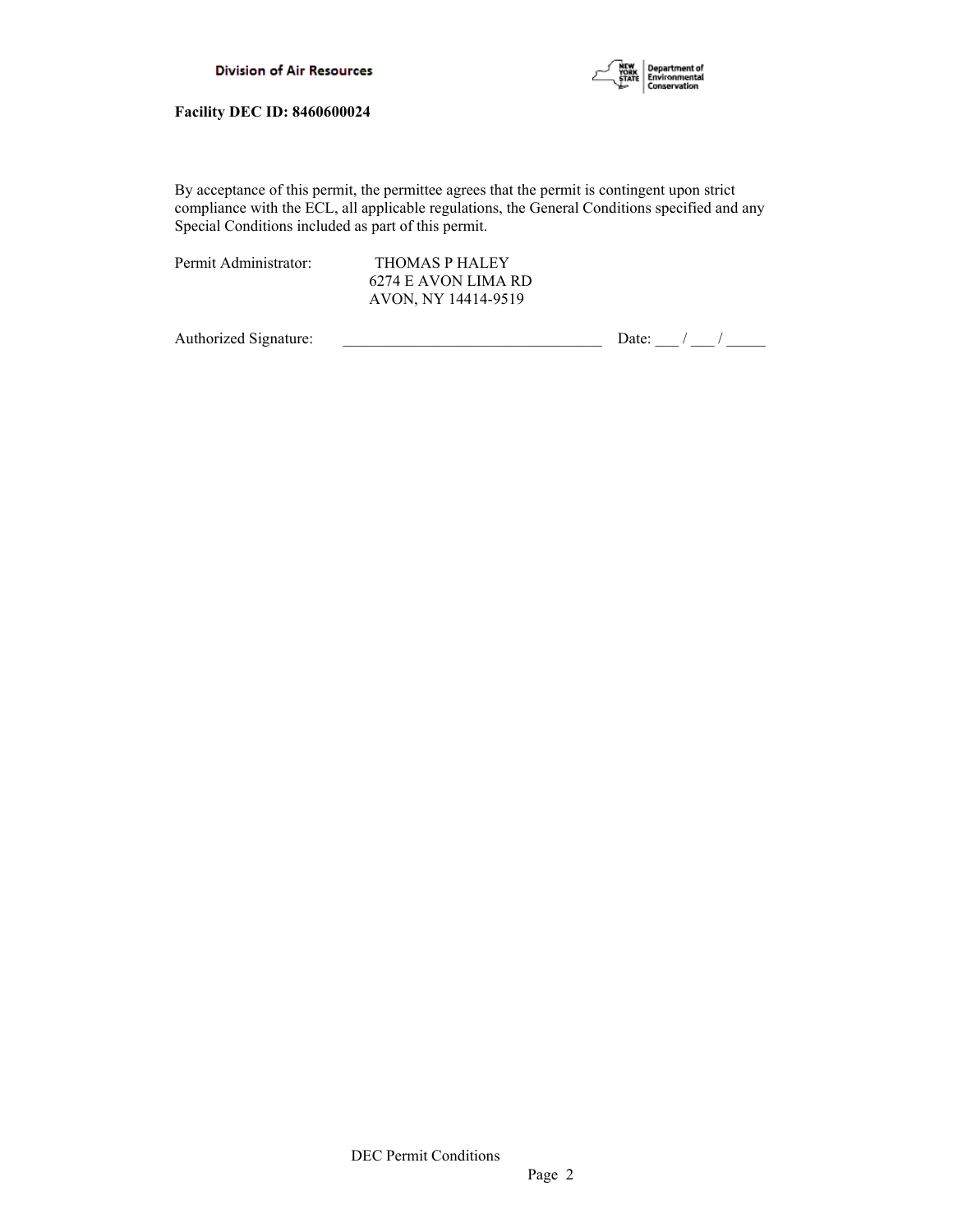**Facility DEC ID: 8460600024**

By acceptance of this permit, the permittee agrees that the permit is contingent upon strict compliance with the ECL, all applicable regulations, the General Conditions specified and any Special Conditions included as part of this permit.

Permit Administrator: THOMAS P HALEY
6274 E AVON LIMA RD
AVON, NY 14414-9519

Authorized Signature: _________________________________ Date: ___ / ___ / _____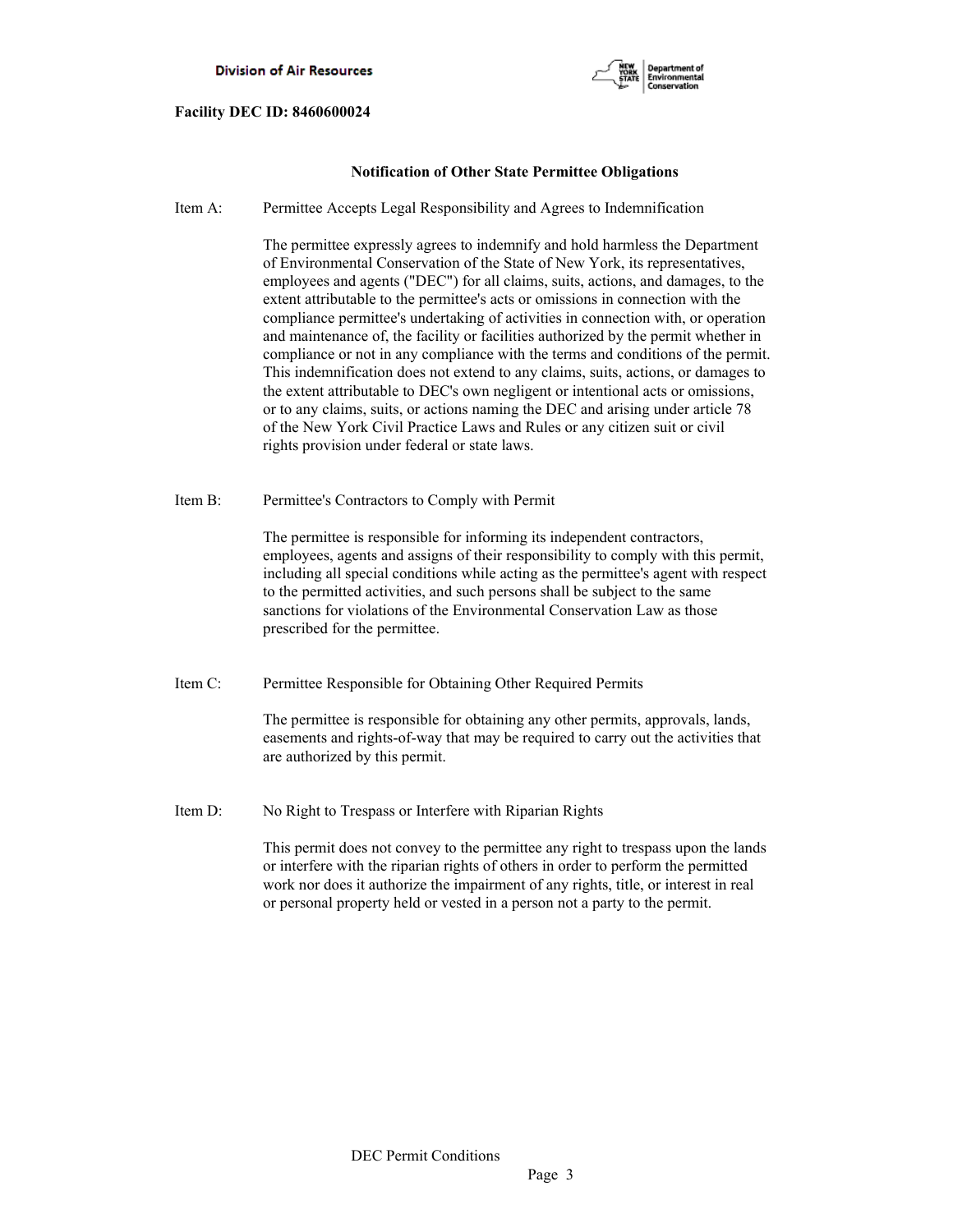**Facility DEC ID: 8460600024**

## Notification of Other State Permittee Obligations

Item A: Permittee Accepts Legal Responsibility and Agrees to Indemnification

The permittee expressly agrees to indemnify and hold harmless the Department of Environmental Conservation of the State of New York, its representatives, employees and agents ("DEC") for all claims, suits, actions, and damages, to the extent attributable to the permittee's acts or omissions in connection with the compliance permittee's undertaking of activities in connection with, or operation and maintenance of, the facility or facilities authorized by the permit whether in compliance or not in any compliance with the terms and conditions of the permit. This indemnification does not extend to any claims, suits, actions, or damages to the extent attributable to DEC's own negligent or intentional acts or omissions, or to any claims, suits, or actions naming the DEC and arising under article 78 of the New York Civil Practice Laws and Rules or any citizen suit or civil rights provision under federal or state laws.

Item B: Permittee's Contractors to Comply with Permit

The permittee is responsible for informing its independent contractors, employees, agents and assigns of their responsibility to comply with this permit, including all special conditions while acting as the permittee's agent with respect to the permitted activities, and such persons shall be subject to the same sanctions for violations of the Environmental Conservation Law as those prescribed for the permittee.

Item C: Permittee Responsible for Obtaining Other Required Permits

The permittee is responsible for obtaining any other permits, approvals, lands, easements and rights-of-way that may be required to carry out the activities that are authorized by this permit.

Item D: No Right to Trespass or Interfere with Riparian Rights

This permit does not convey to the permittee any right to trespass upon the lands or interfere with the riparian rights of others in order to perform the permitted work nor does it authorize the impairment of any rights, title, or interest in real or personal property held or vested in a person not a party to the permit.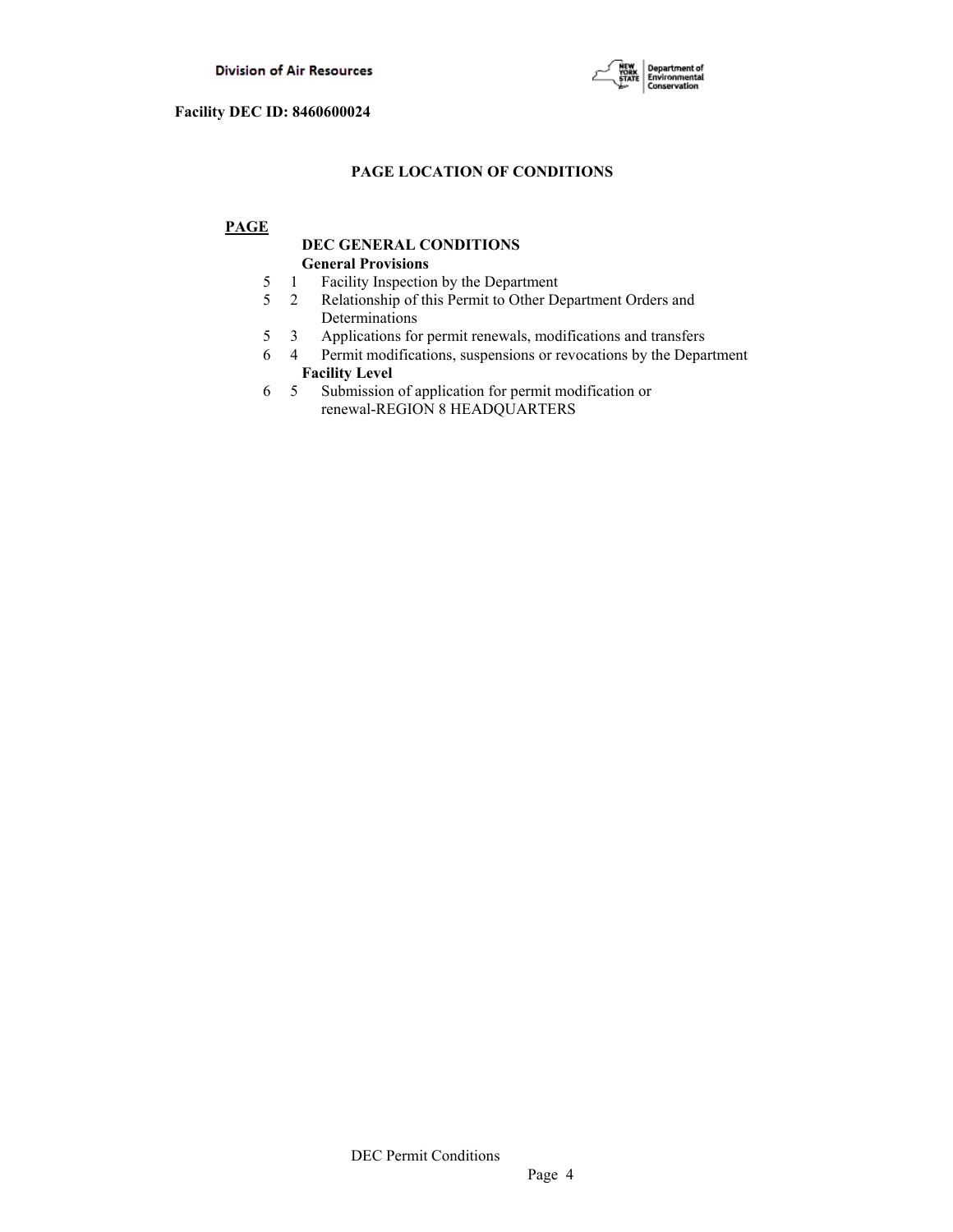**Facility DEC ID: 8460600024**

## PAGE LOCATION OF CONDITIONS

| PAGE | | |
|---|---|---|
| | | **DEC GENERAL CONDITIONS** |
| | | **General Provisions** |
| 5 | 1 | Facility Inspection by the Department |
| 5 | 2 | Relationship of this Permit to Other Department Orders and Determinations |
| 5 | 3 | Applications for permit renewals, modifications and transfers |
| 6 | 4 | Permit modifications, suspensions or revocations by the Department |
| | | **Facility Level** |
| 6 | 5 | Submission of application for permit modification or renewal-REGION 8 HEADQUARTERS |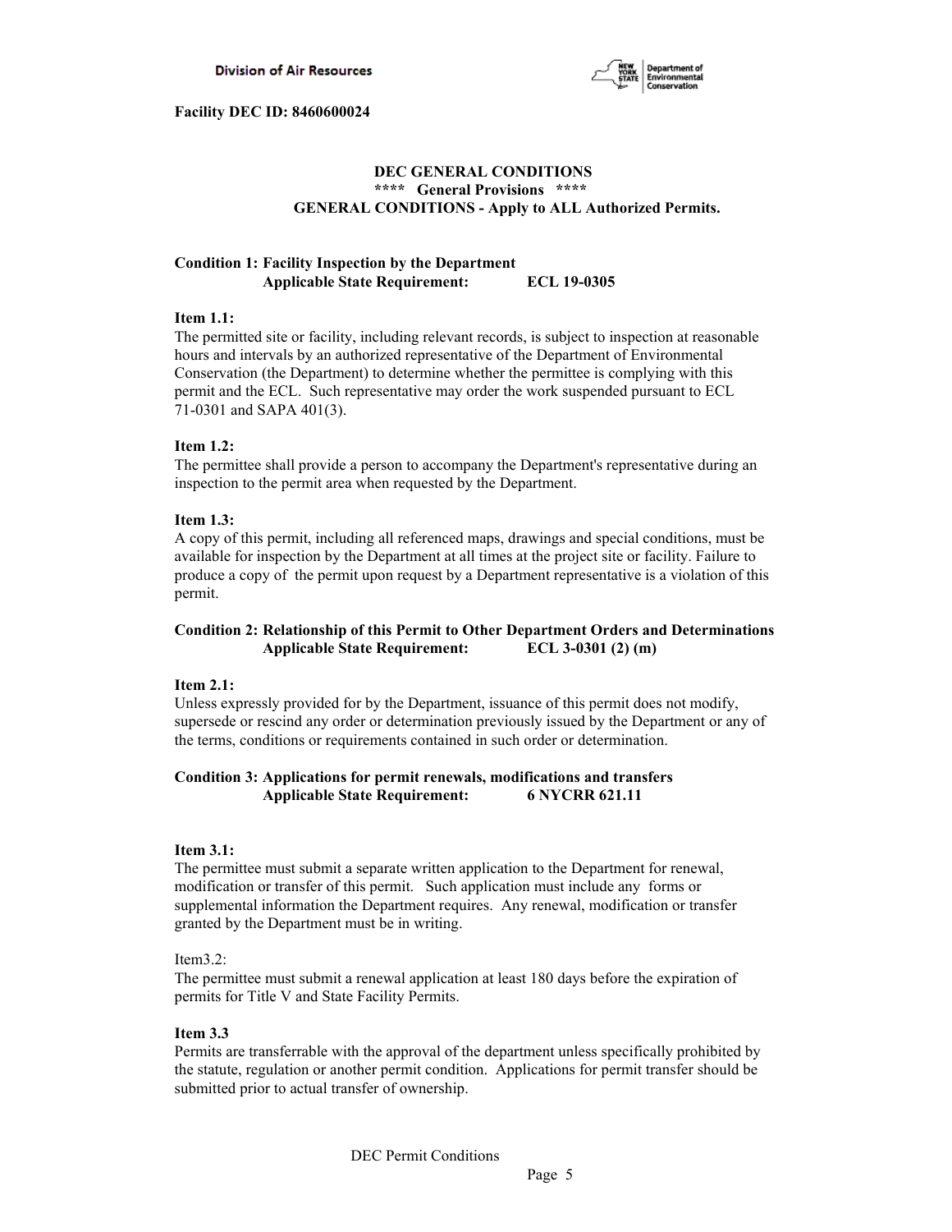**Facility DEC ID: 8460600024**

## DEC GENERAL CONDITIONS

### **** General Provisions ****

### GENERAL CONDITIONS - Apply to ALL Authorized Permits.

**Condition 1: Facility Inspection by the Department**
**Applicable State Requirement: ECL 19-0305**

**Item 1.1:**
The permitted site or facility, including relevant records, is subject to inspection at reasonable hours and intervals by an authorized representative of the Department of Environmental Conservation (the Department) to determine whether the permittee is complying with this permit and the ECL. Such representative may order the work suspended pursuant to ECL 71-0301 and SAPA 401(3).

**Item 1.2:**
The permittee shall provide a person to accompany the Department's representative during an inspection to the permit area when requested by the Department.

**Item 1.3:**
A copy of this permit, including all referenced maps, drawings and special conditions, must be available for inspection by the Department at all times at the project site or facility. Failure to produce a copy of the permit upon request by a Department representative is a violation of this permit.

**Condition 2: Relationship of this Permit to Other Department Orders and Determinations**
**Applicable State Requirement: ECL 3-0301 (2) (m)**

**Item 2.1:**
Unless expressly provided for by the Department, issuance of this permit does not modify, supersede or rescind any order or determination previously issued by the Department or any of the terms, conditions or requirements contained in such order or determination.

**Condition 3: Applications for permit renewals, modifications and transfers**
**Applicable State Requirement: 6 NYCRR 621.11**

**Item 3.1:**
The permittee must submit a separate written application to the Department for renewal, modification or transfer of this permit. Such application must include any forms or supplemental information the Department requires. Any renewal, modification or transfer granted by the Department must be in writing.

Item3.2:
The permittee must submit a renewal application at least 180 days before the expiration of permits for Title V and State Facility Permits.

**Item 3.3**
Permits are transferrable with the approval of the department unless specifically prohibited by the statute, regulation or another permit condition. Applications for permit transfer should be submitted prior to actual transfer of ownership.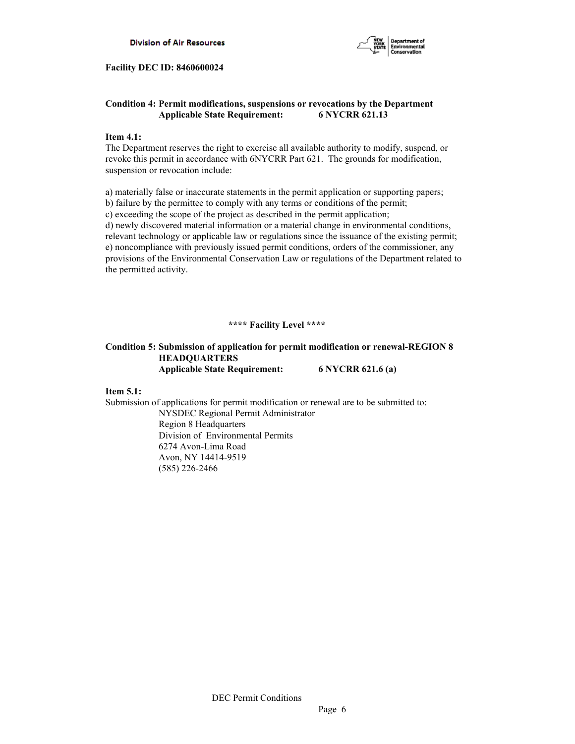**Facility DEC ID: 8460600024**

**Condition 4: Permit modifications, suspensions or revocations by the Department**
**Applicable State Requirement: 6 NYCRR 621.13**

**Item 4.1:**
The Department reserves the right to exercise all available authority to modify, suspend, or revoke this permit in accordance with 6NYCRR Part 621. The grounds for modification, suspension or revocation include:

a) materially false or inaccurate statements in the permit application or supporting papers;
b) failure by the permittee to comply with any terms or conditions of the permit;
c) exceeding the scope of the project as described in the permit application;
d) newly discovered material information or a material change in environmental conditions, relevant technology or applicable law or regulations since the issuance of the existing permit;
e) noncompliance with previously issued permit conditions, orders of the commissioner, any provisions of the Environmental Conservation Law or regulations of the Department related to the permitted activity.

**\*\*\*\* Facility Level \*\*\*\***

**Condition 5: Submission of application for permit modification or renewal-REGION 8 HEADQUARTERS**
**Applicable State Requirement: 6 NYCRR 621.6 (a)**

**Item 5.1:**
Submission of applications for permit modification or renewal are to be submitted to:

NYSDEC Regional Permit Administrator
Region 8 Headquarters
Division of Environmental Permits
6274 Avon-Lima Road
Avon, NY 14414-9519
(585) 226-2466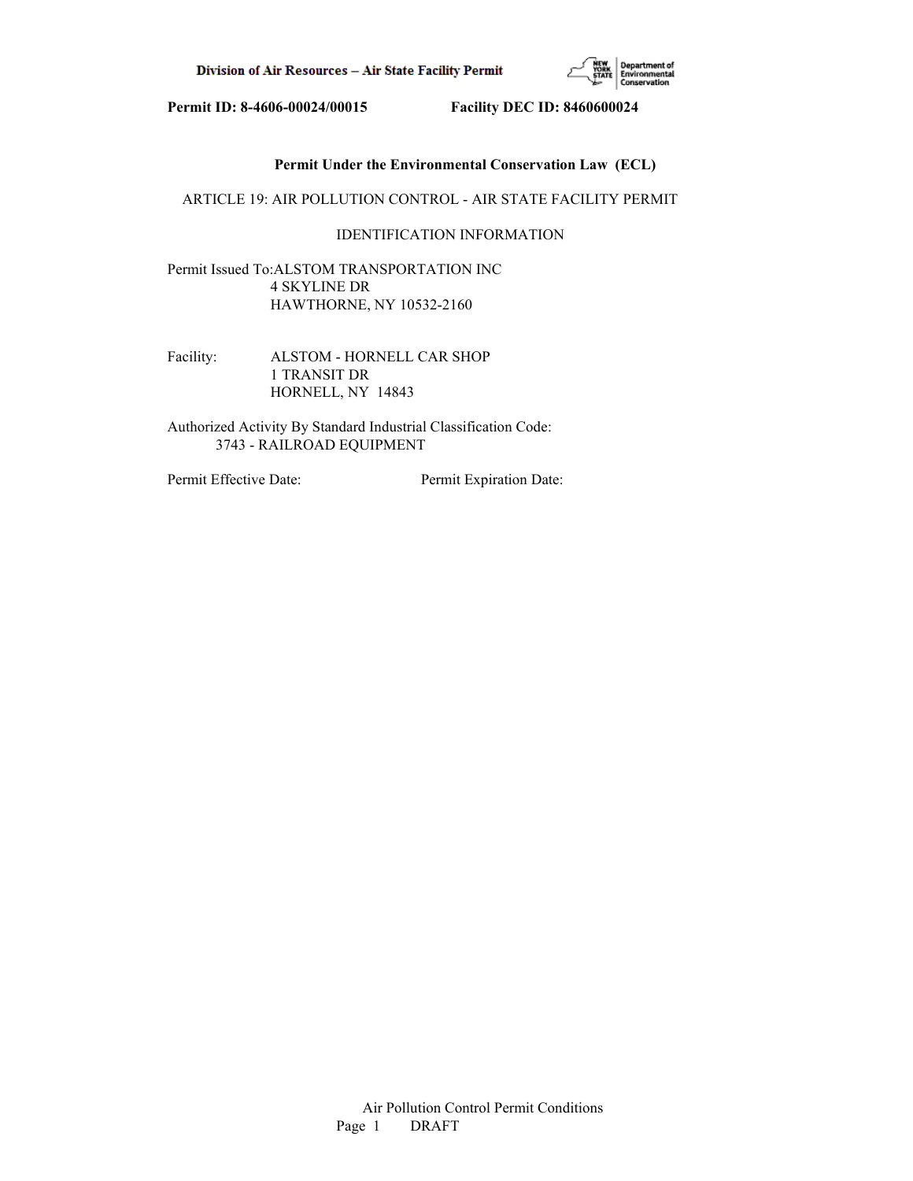**Permit ID: 8-4606-00024/00015 Facility DEC ID: 8460600024**

**Permit Under the Environmental Conservation Law (ECL)**

ARTICLE 19: AIR POLLUTION CONTROL - AIR STATE FACILITY PERMIT

IDENTIFICATION INFORMATION

Permit Issued To: ALSTOM TRANSPORTATION INC
4 SKYLINE DR
HAWTHORNE, NY 10532-2160

Facility: ALSTOM - HORNELL CAR SHOP
1 TRANSIT DR
HORNELL, NY 14843

Authorized Activity By Standard Industrial Classification Code:
3743 - RAILROAD EQUIPMENT

Permit Effective Date: Permit Expiration Date: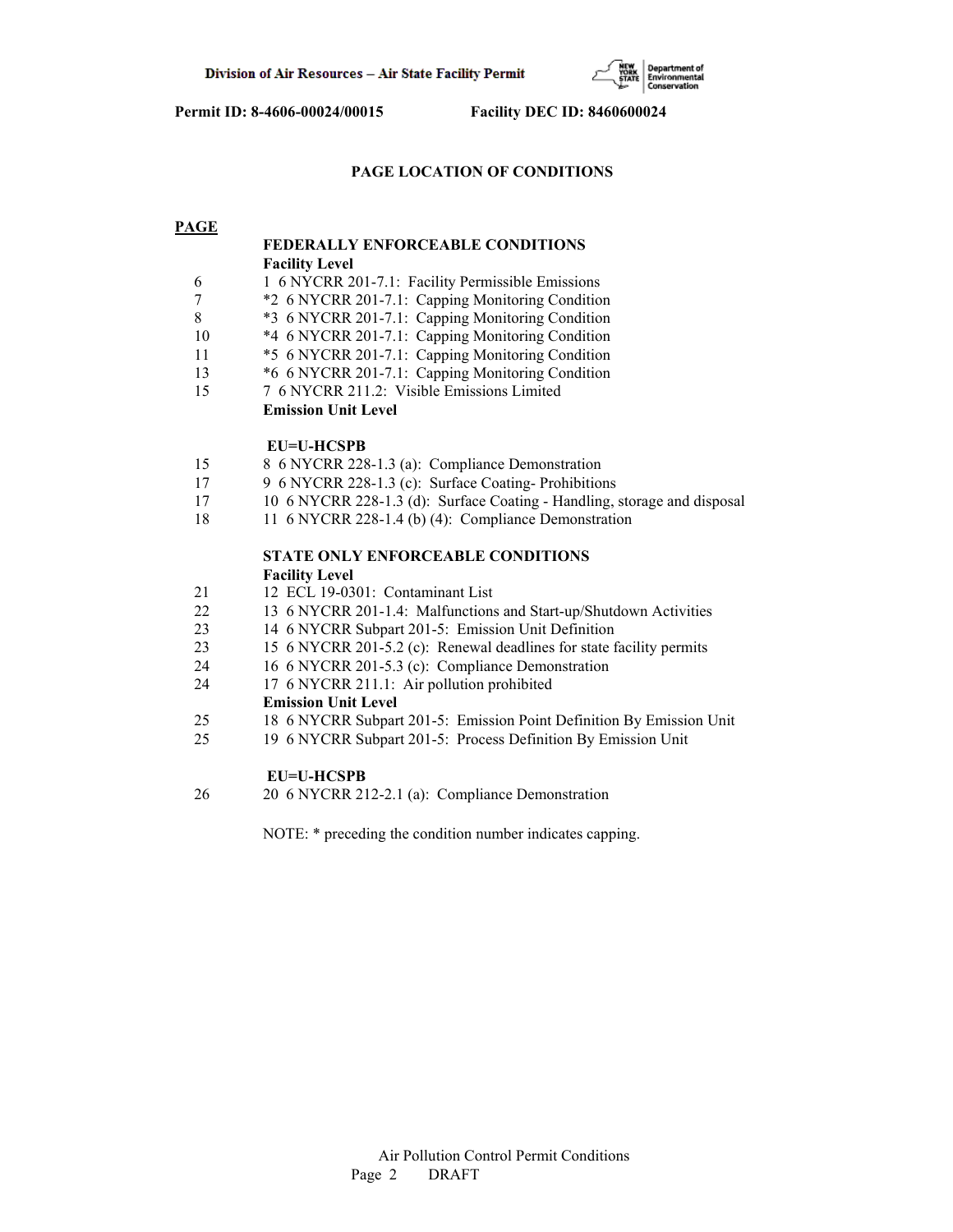Permit ID: 8-4606-00024/00015 Facility DEC ID: 8460600024

## PAGE LOCATION OF CONDITIONS

| PAGE | |
|---|---|
| | **FEDERALLY ENFORCEABLE CONDITIONS** |
| | **Facility Level** |
| 6 | 1 6 NYCRR 201-7.1: Facility Permissible Emissions |
| 7 | *2 6 NYCRR 201-7.1: Capping Monitoring Condition |
| 8 | *3 6 NYCRR 201-7.1: Capping Monitoring Condition |
| 10 | *4 6 NYCRR 201-7.1: Capping Monitoring Condition |
| 11 | *5 6 NYCRR 201-7.1: Capping Monitoring Condition |
| 13 | *6 6 NYCRR 201-7.1: Capping Monitoring Condition |
| 15 | 7 6 NYCRR 211.2: Visible Emissions Limited |
| | **Emission Unit Level** |
| | **EU=U-HCSPB** |
| 15 | 8 6 NYCRR 228-1.3 (a): Compliance Demonstration |
| 17 | 9 6 NYCRR 228-1.3 (c): Surface Coating- Prohibitions |
| 17 | 10 6 NYCRR 228-1.3 (d): Surface Coating - Handling, storage and disposal |
| 18 | 11 6 NYCRR 228-1.4 (b) (4): Compliance Demonstration |
| | **STATE ONLY ENFORCEABLE CONDITIONS** |
| | **Facility Level** |
| 21 | 12 ECL 19-0301: Contaminant List |
| 22 | 13 6 NYCRR 201-1.4: Malfunctions and Start-up/Shutdown Activities |
| 23 | 14 6 NYCRR Subpart 201-5: Emission Unit Definition |
| 23 | 15 6 NYCRR 201-5.2 (c): Renewal deadlines for state facility permits |
| 24 | 16 6 NYCRR 201-5.3 (c): Compliance Demonstration |
| 24 | 17 6 NYCRR 211.1: Air pollution prohibited |
| | **Emission Unit Level** |
| 25 | 18 6 NYCRR Subpart 201-5: Emission Point Definition By Emission Unit |
| 25 | 19 6 NYCRR Subpart 201-5: Process Definition By Emission Unit |
| | **EU=U-HCSPB** |
| 26 | 20 6 NYCRR 212-2.1 (a): Compliance Demonstration |

NOTE: * preceding the condition number indicates capping.

Air Pollution Control Permit Conditions
DRAFT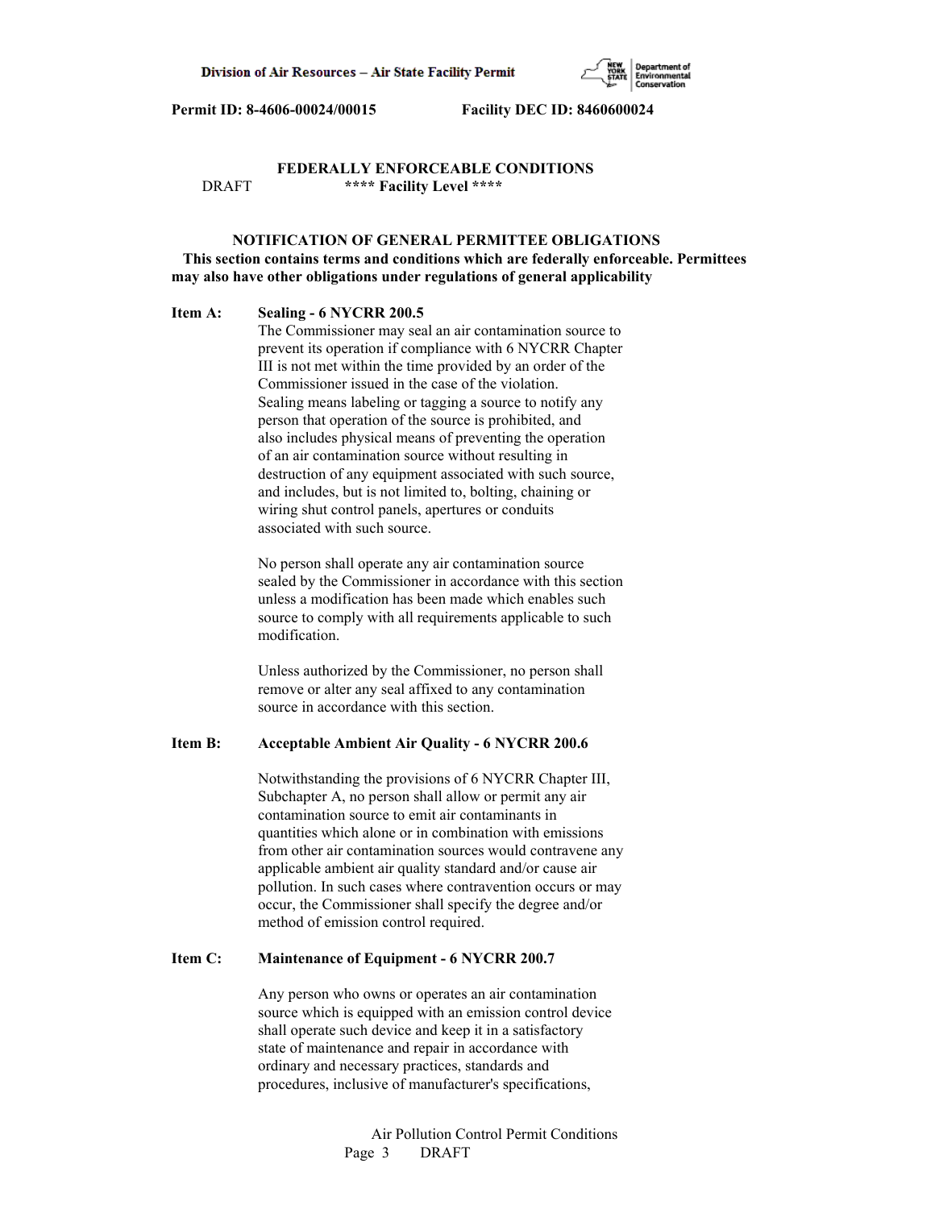## FEDERALLY ENFORCEABLE CONDITIONS

DRAFT **** Facility Level ****

### NOTIFICATION OF GENERAL PERMITTEE OBLIGATIONS

**This section contains terms and conditions which are federally enforceable. Permittees may also have other obligations under regulations of general applicability**

**Item A: Sealing - 6 NYCRR 200.5**

The Commissioner may seal an air contamination source to prevent its operation if compliance with 6 NYCRR Chapter III is not met within the time provided by an order of the Commissioner issued in the case of the violation. Sealing means labeling or tagging a source to notify any person that operation of the source is prohibited, and also includes physical means of preventing the operation of an air contamination source without resulting in destruction of any equipment associated with such source, and includes, but is not limited to, bolting, chaining or wiring shut control panels, apertures or conduits associated with such source.

No person shall operate any air contamination source sealed by the Commissioner in accordance with this section unless a modification has been made which enables such source to comply with all requirements applicable to such modification.

Unless authorized by the Commissioner, no person shall remove or alter any seal affixed to any contamination source in accordance with this section.

**Item B: Acceptable Ambient Air Quality - 6 NYCRR 200.6**

Notwithstanding the provisions of 6 NYCRR Chapter III, Subchapter A, no person shall allow or permit any air contamination source to emit air contaminants in quantities which alone or in combination with emissions from other air contamination sources would contravene any applicable ambient air quality standard and/or cause air pollution. In such cases where contravention occurs or may occur, the Commissioner shall specify the degree and/or method of emission control required.

**Item C: Maintenance of Equipment - 6 NYCRR 200.7**

Any person who owns or operates an air contamination source which is equipped with an emission control device shall operate such device and keep it in a satisfactory state of maintenance and repair in accordance with ordinary and necessary practices, standards and procedures, inclusive of manufacturer's specifications,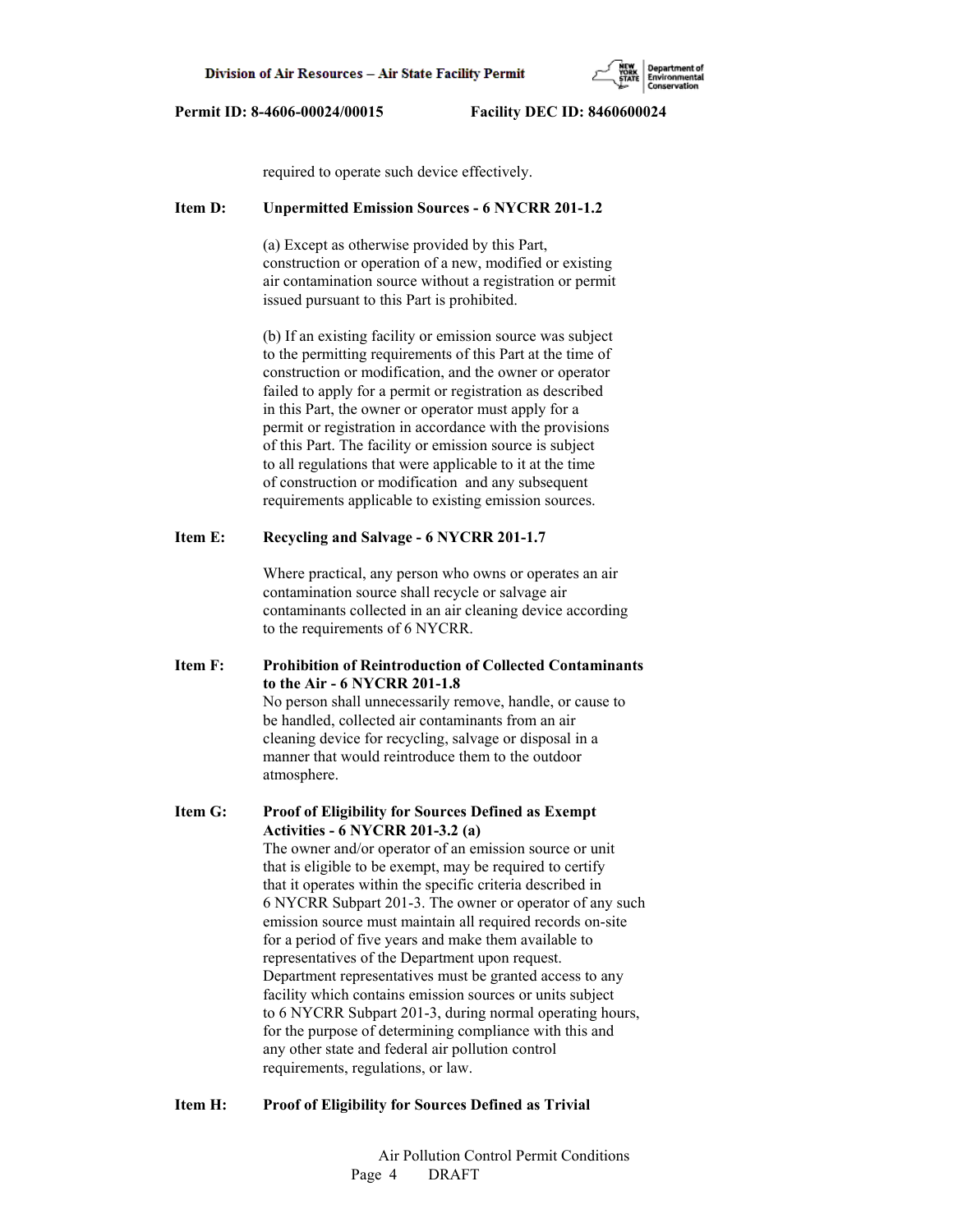required to operate such device effectively.

**Item D: Unpermitted Emission Sources - 6 NYCRR 201-1.2**

(a) Except as otherwise provided by this Part, construction or operation of a new, modified or existing air contamination source without a registration or permit issued pursuant to this Part is prohibited.

(b) If an existing facility or emission source was subject to the permitting requirements of this Part at the time of construction or modification, and the owner or operator failed to apply for a permit or registration as described in this Part, the owner or operator must apply for a permit or registration in accordance with the provisions of this Part. The facility or emission source is subject to all regulations that were applicable to it at the time of construction or modification and any subsequent requirements applicable to existing emission sources.

**Item E: Recycling and Salvage - 6 NYCRR 201-1.7**

Where practical, any person who owns or operates an air contamination source shall recycle or salvage air contaminants collected in an air cleaning device according to the requirements of 6 NYCRR.

**Item F: Prohibition of Reintroduction of Collected Contaminants to the Air - 6 NYCRR 201-1.8**

No person shall unnecessarily remove, handle, or cause to be handled, collected air contaminants from an air cleaning device for recycling, salvage or disposal in a manner that would reintroduce them to the outdoor atmosphere.

**Item G: Proof of Eligibility for Sources Defined as Exempt Activities - 6 NYCRR 201-3.2 (a)**

The owner and/or operator of an emission source or unit that is eligible to be exempt, may be required to certify that it operates within the specific criteria described in 6 NYCRR Subpart 201-3. The owner or operator of any such emission source must maintain all required records on-site for a period of five years and make them available to representatives of the Department upon request. Department representatives must be granted access to any facility which contains emission sources or units subject to 6 NYCRR Subpart 201-3, during normal operating hours, for the purpose of determining compliance with this and any other state and federal air pollution control requirements, regulations, or law.

**Item H: Proof of Eligibility for Sources Defined as Trivial**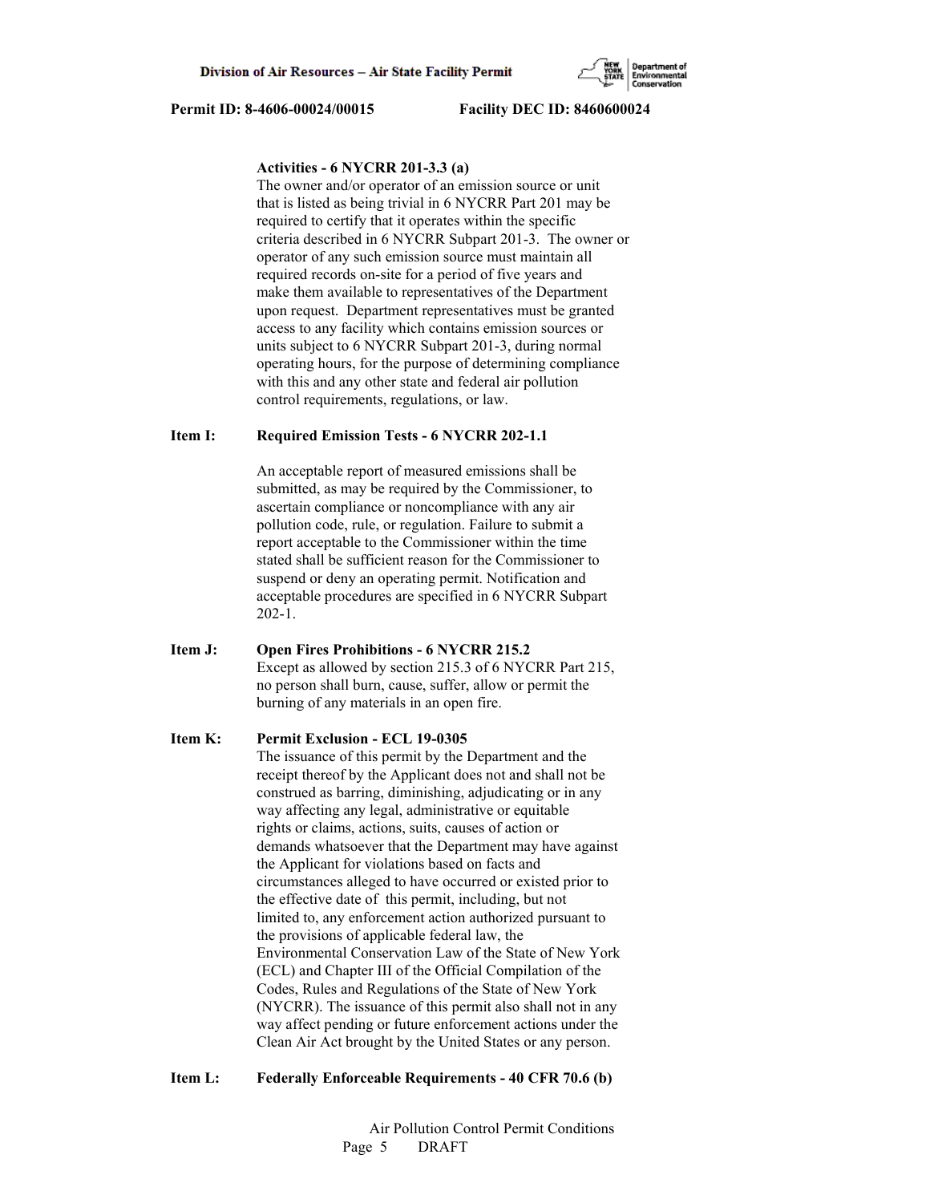**Activities - 6 NYCRR 201-3.3 (a)**
The owner and/or operator of an emission source or unit that is listed as being trivial in 6 NYCRR Part 201 may be required to certify that it operates within the specific criteria described in 6 NYCRR Subpart 201-3. The owner or operator of any such emission source must maintain all required records on-site for a period of five years and make them available to representatives of the Department upon request. Department representatives must be granted access to any facility which contains emission sources or units subject to 6 NYCRR Subpart 201-3, during normal operating hours, for the purpose of determining compliance with this and any other state and federal air pollution control requirements, regulations, or law.

**Item I: Required Emission Tests - 6 NYCRR 202-1.1**

An acceptable report of measured emissions shall be submitted, as may be required by the Commissioner, to ascertain compliance or noncompliance with any air pollution code, rule, or regulation. Failure to submit a report acceptable to the Commissioner within the time stated shall be sufficient reason for the Commissioner to suspend or deny an operating permit. Notification and acceptable procedures are specified in 6 NYCRR Subpart 202-1.

**Item J: Open Fires Prohibitions - 6 NYCRR 215.2**
Except as allowed by section 215.3 of 6 NYCRR Part 215, no person shall burn, cause, suffer, allow or permit the burning of any materials in an open fire.

**Item K: Permit Exclusion - ECL 19-0305**
The issuance of this permit by the Department and the receipt thereof by the Applicant does not and shall not be construed as barring, diminishing, adjudicating or in any way affecting any legal, administrative or equitable rights or claims, actions, suits, causes of action or demands whatsoever that the Department may have against the Applicant for violations based on facts and circumstances alleged to have occurred or existed prior to the effective date of this permit, including, but not limited to, any enforcement action authorized pursuant to the provisions of applicable federal law, the Environmental Conservation Law of the State of New York (ECL) and Chapter III of the Official Compilation of the Codes, Rules and Regulations of the State of New York (NYCRR). The issuance of this permit also shall not in any way affect pending or future enforcement actions under the Clean Air Act brought by the United States or any person.

**Item L: Federally Enforceable Requirements - 40 CFR 70.6 (b)**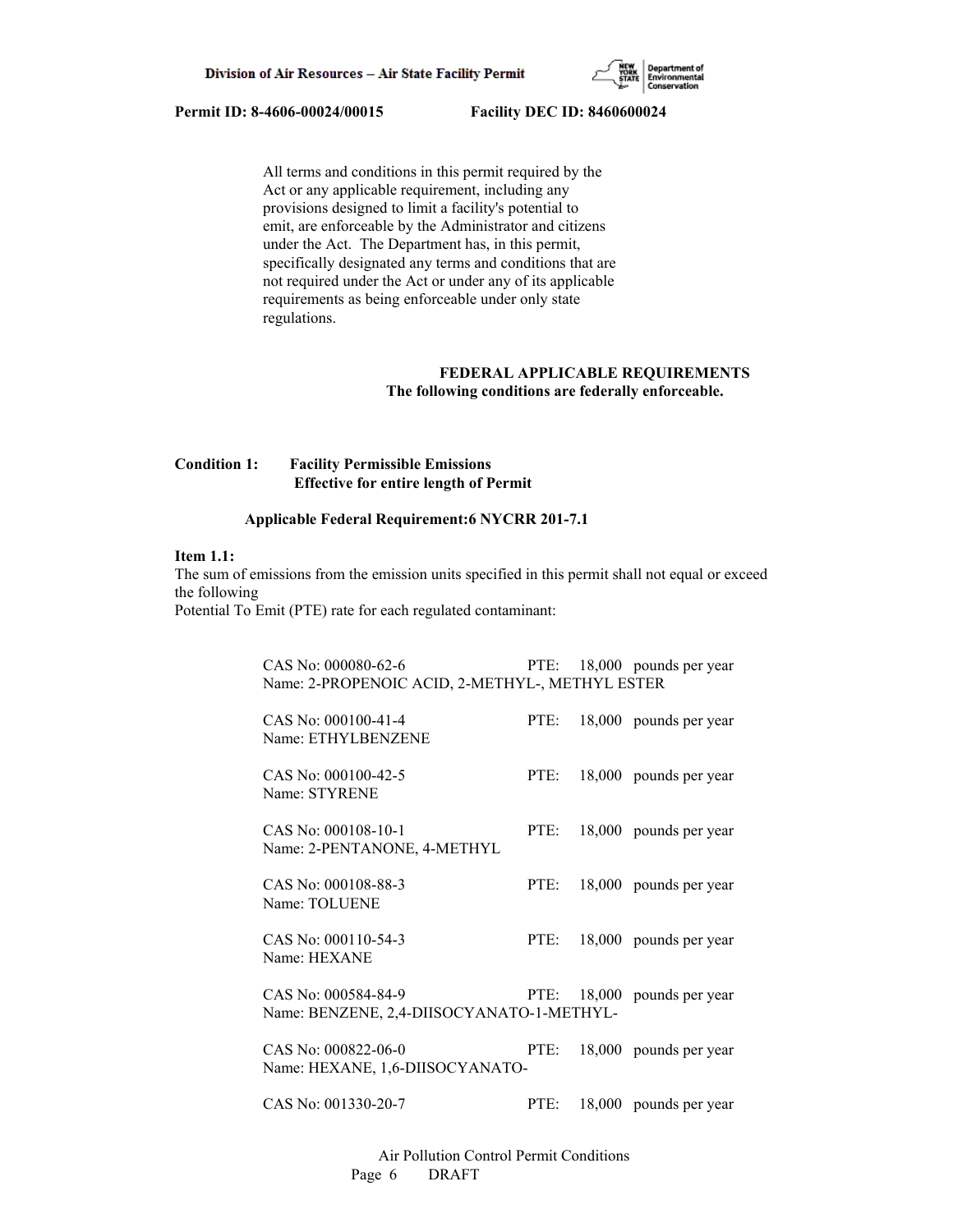All terms and conditions in this permit required by the Act or any applicable requirement, including any provisions designed to limit a facility's potential to emit, are enforceable by the Administrator and citizens under the Act. The Department has, in this permit, specifically designated any terms and conditions that are not required under the Act or under any of its applicable requirements as being enforceable under only state regulations.

**FEDERAL APPLICABLE REQUIREMENTS**
**The following conditions are federally enforceable.**

**Condition 1: Facility Permissible Emissions**
**Effective for entire length of Permit**

**Applicable Federal Requirement:6 NYCRR 201-7.1**

**Item 1.1:**
The sum of emissions from the emission units specified in this permit shall not equal or exceed the following
Potential To Emit (PTE) rate for each regulated contaminant:

CAS No: 000080-62-6 PTE: 18,000 pounds per year
Name: 2-PROPENOIC ACID, 2-METHYL-, METHYL ESTER

CAS No: 000100-41-4 PTE: 18,000 pounds per year
Name: ETHYLBENZENE

CAS No: 000100-42-5 PTE: 18,000 pounds per year
Name: STYRENE

CAS No: 000108-10-1 PTE: 18,000 pounds per year
Name: 2-PENTANONE, 4-METHYL

CAS No: 000108-88-3 PTE: 18,000 pounds per year
Name: TOLUENE

CAS No: 000110-54-3 PTE: 18,000 pounds per year
Name: HEXANE

CAS No: 000584-84-9 PTE: 18,000 pounds per year
Name: BENZENE, 2,4-DIISOCYANATO-1-METHYL-

CAS No: 000822-06-0 PTE: 18,000 pounds per year
Name: HEXANE, 1,6-DIISOCYANATO-

CAS No: 001330-20-7 PTE: 18,000 pounds per year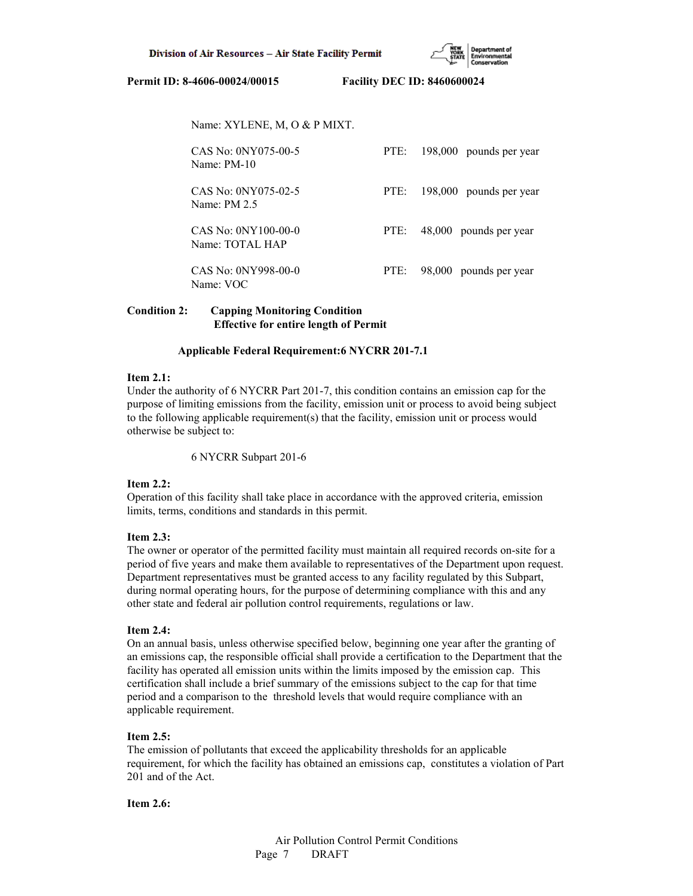Name: XYLENE, M, O & P MIXT.

| | |
|---|---|
| CAS No: 0NY075-00-5<br>Name: PM-10 | PTE: 198,000 pounds per year |
| CAS No: 0NY075-02-5<br>Name: PM 2.5 | PTE: 198,000 pounds per year |
| CAS No: 0NY100-00-0<br>Name: TOTAL HAP | PTE: 48,000 pounds per year |
| CAS No: 0NY998-00-0<br>Name: VOC | PTE: 98,000 pounds per year |

**Condition 2: Capping Monitoring Condition**
**Effective for entire length of Permit**

**Applicable Federal Requirement:6 NYCRR 201-7.1**

**Item 2.1:**
Under the authority of 6 NYCRR Part 201-7, this condition contains an emission cap for the purpose of limiting emissions from the facility, emission unit or process to avoid being subject to the following applicable requirement(s) that the facility, emission unit or process would otherwise be subject to:

6 NYCRR Subpart 201-6

**Item 2.2:**
Operation of this facility shall take place in accordance with the approved criteria, emission limits, terms, conditions and standards in this permit.

**Item 2.3:**
The owner or operator of the permitted facility must maintain all required records on-site for a period of five years and make them available to representatives of the Department upon request. Department representatives must be granted access to any facility regulated by this Subpart, during normal operating hours, for the purpose of determining compliance with this and any other state and federal air pollution control requirements, regulations or law.

**Item 2.4:**
On an annual basis, unless otherwise specified below, beginning one year after the granting of an emissions cap, the responsible official shall provide a certification to the Department that the facility has operated all emission units within the limits imposed by the emission cap. This certification shall include a brief summary of the emissions subject to the cap for that time period and a comparison to the threshold levels that would require compliance with an applicable requirement.

**Item 2.5:**
The emission of pollutants that exceed the applicability thresholds for an applicable requirement, for which the facility has obtained an emissions cap, constitutes a violation of Part 201 and of the Act.

**Item 2.6:**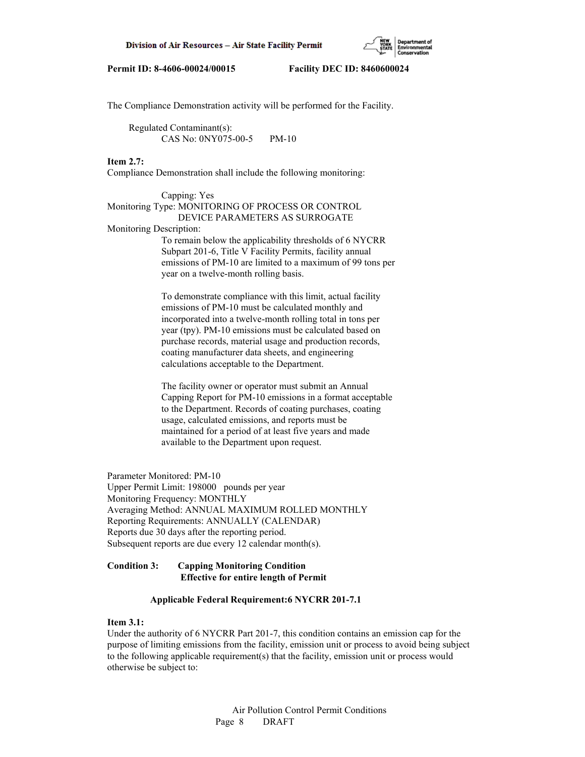The Compliance Demonstration activity will be performed for the Facility.

Regulated Contaminant(s):
CAS No: 0NY075-00-5      PM-10

**Item 2.7:**
Compliance Demonstration shall include the following monitoring:

Capping: Yes
Monitoring Type: MONITORING OF PROCESS OR CONTROL DEVICE PARAMETERS AS SURROGATE
Monitoring Description:

To remain below the applicability thresholds of 6 NYCRR Subpart 201-6, Title V Facility Permits, facility annual emissions of PM-10 are limited to a maximum of 99 tons per year on a twelve-month rolling basis.

To demonstrate compliance with this limit, actual facility emissions of PM-10 must be calculated monthly and incorporated into a twelve-month rolling total in tons per year (tpy). PM-10 emissions must be calculated based on purchase records, material usage and production records, coating manufacturer data sheets, and engineering calculations acceptable to the Department.

The facility owner or operator must submit an Annual Capping Report for PM-10 emissions in a format acceptable to the Department. Records of coating purchases, coating usage, calculated emissions, and reports must be maintained for a period of at least five years and made available to the Department upon request.

Parameter Monitored: PM-10
Upper Permit Limit: 198000 pounds per year
Monitoring Frequency: MONTHLY
Averaging Method: ANNUAL MAXIMUM ROLLED MONTHLY
Reporting Requirements: ANNUALLY (CALENDAR)
Reports due 30 days after the reporting period.
Subsequent reports are due every 12 calendar month(s).

**Condition 3: Capping Monitoring Condition**
**Effective for entire length of Permit**

**Applicable Federal Requirement:6 NYCRR 201-7.1**

**Item 3.1:**
Under the authority of 6 NYCRR Part 201-7, this condition contains an emission cap for the purpose of limiting emissions from the facility, emission unit or process to avoid being subject to the following applicable requirement(s) that the facility, emission unit or process would otherwise be subject to: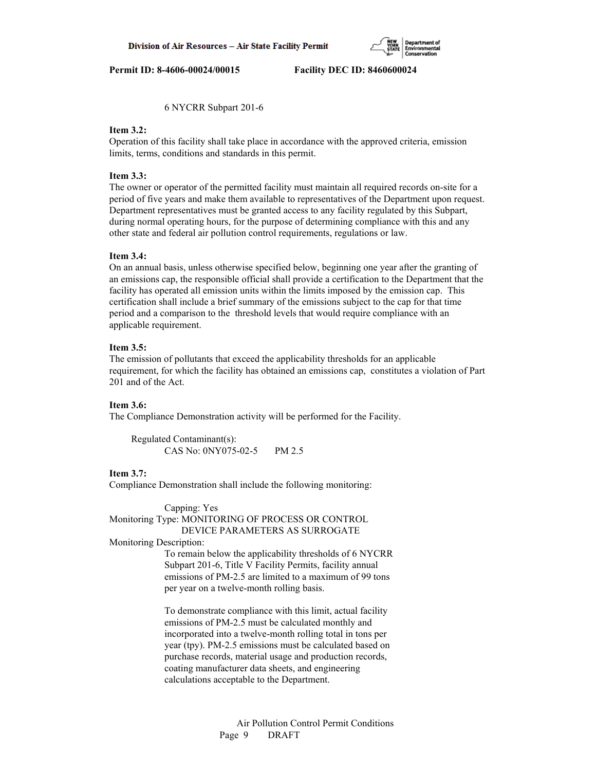6 NYCRR Subpart 201-6

**Item 3.2:**
Operation of this facility shall take place in accordance with the approved criteria, emission limits, terms, conditions and standards in this permit.

**Item 3.3:**
The owner or operator of the permitted facility must maintain all required records on-site for a period of five years and make them available to representatives of the Department upon request. Department representatives must be granted access to any facility regulated by this Subpart, during normal operating hours, for the purpose of determining compliance with this and any other state and federal air pollution control requirements, regulations or law.

**Item 3.4:**
On an annual basis, unless otherwise specified below, beginning one year after the granting of an emissions cap, the responsible official shall provide a certification to the Department that the facility has operated all emission units within the limits imposed by the emission cap. This certification shall include a brief summary of the emissions subject to the cap for that time period and a comparison to the threshold levels that would require compliance with an applicable requirement.

**Item 3.5:**
The emission of pollutants that exceed the applicability thresholds for an applicable requirement, for which the facility has obtained an emissions cap, constitutes a violation of Part 201 and of the Act.

**Item 3.6:**
The Compliance Demonstration activity will be performed for the Facility.

Regulated Contaminant(s):
CAS No: 0NY075-02-5 PM 2.5

**Item 3.7:**
Compliance Demonstration shall include the following monitoring:

Capping: Yes
Monitoring Type: MONITORING OF PROCESS OR CONTROL DEVICE PARAMETERS AS SURROGATE
Monitoring Description:
To remain below the applicability thresholds of 6 NYCRR Subpart 201-6, Title V Facility Permits, facility annual emissions of PM-2.5 are limited to a maximum of 99 tons per year on a twelve-month rolling basis.

To demonstrate compliance with this limit, actual facility emissions of PM-2.5 must be calculated monthly and incorporated into a twelve-month rolling total in tons per year (tpy). PM-2.5 emissions must be calculated based on purchase records, material usage and production records, coating manufacturer data sheets, and engineering calculations acceptable to the Department.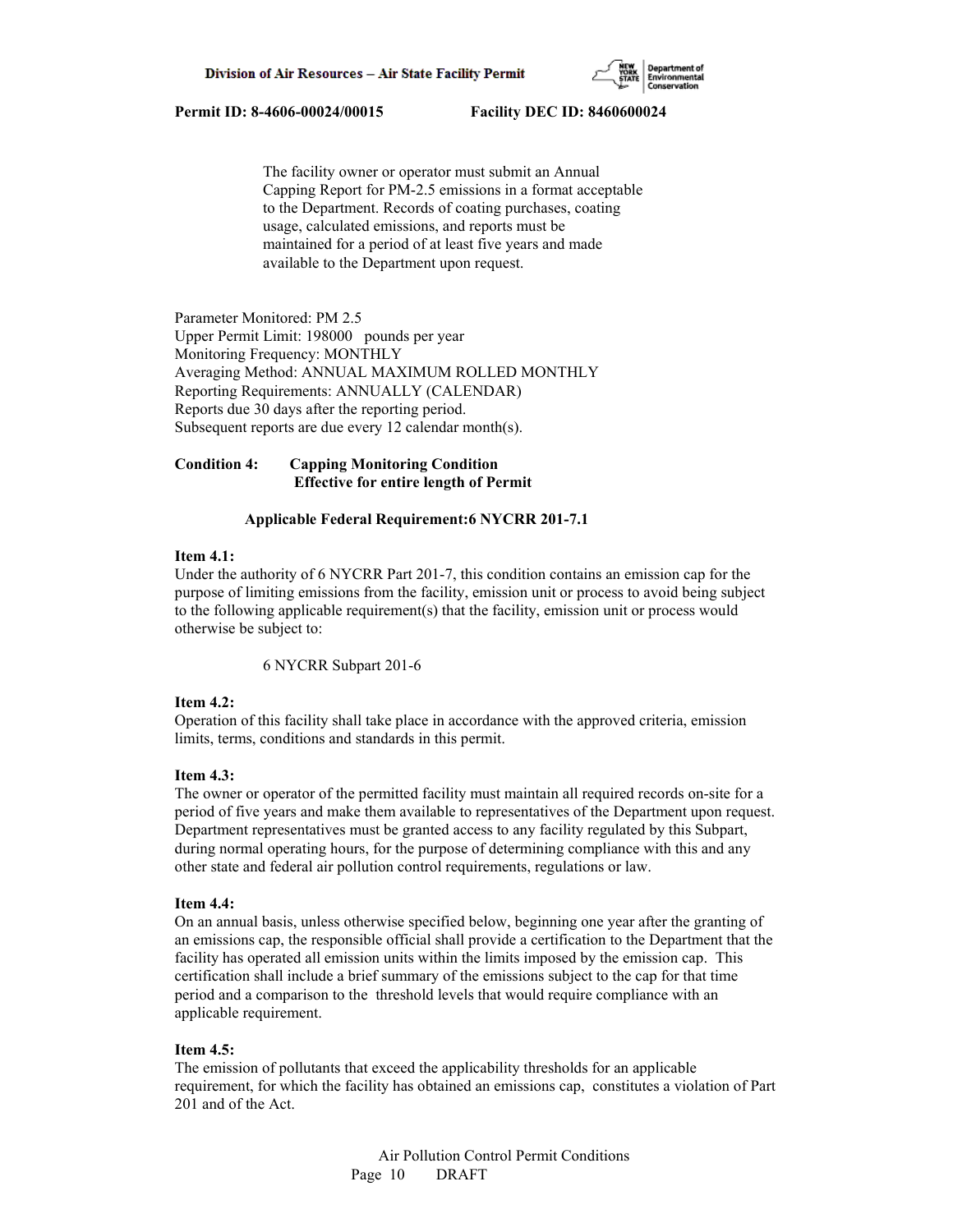The facility owner or operator must submit an Annual Capping Report for PM-2.5 emissions in a format acceptable to the Department. Records of coating purchases, coating usage, calculated emissions, and reports must be maintained for a period of at least five years and made available to the Department upon request.

Parameter Monitored: PM 2.5
Upper Permit Limit: 198000 pounds per year
Monitoring Frequency: MONTHLY
Averaging Method: ANNUAL MAXIMUM ROLLED MONTHLY
Reporting Requirements: ANNUALLY (CALENDAR)
Reports due 30 days after the reporting period.
Subsequent reports are due every 12 calendar month(s).

**Condition 4: Capping Monitoring Condition**
**Effective for entire length of Permit**

**Applicable Federal Requirement:6 NYCRR 201-7.1**

**Item 4.1:**
Under the authority of 6 NYCRR Part 201-7, this condition contains an emission cap for the purpose of limiting emissions from the facility, emission unit or process to avoid being subject to the following applicable requirement(s) that the facility, emission unit or process would otherwise be subject to:

6 NYCRR Subpart 201-6

**Item 4.2:**
Operation of this facility shall take place in accordance with the approved criteria, emission limits, terms, conditions and standards in this permit.

**Item 4.3:**
The owner or operator of the permitted facility must maintain all required records on-site for a period of five years and make them available to representatives of the Department upon request. Department representatives must be granted access to any facility regulated by this Subpart, during normal operating hours, for the purpose of determining compliance with this and any other state and federal air pollution control requirements, regulations or law.

**Item 4.4:**
On an annual basis, unless otherwise specified below, beginning one year after the granting of an emissions cap, the responsible official shall provide a certification to the Department that the facility has operated all emission units within the limits imposed by the emission cap. This certification shall include a brief summary of the emissions subject to the cap for that time period and a comparison to the threshold levels that would require compliance with an applicable requirement.

**Item 4.5:**
The emission of pollutants that exceed the applicability thresholds for an applicable requirement, for which the facility has obtained an emissions cap, constitutes a violation of Part 201 and of the Act.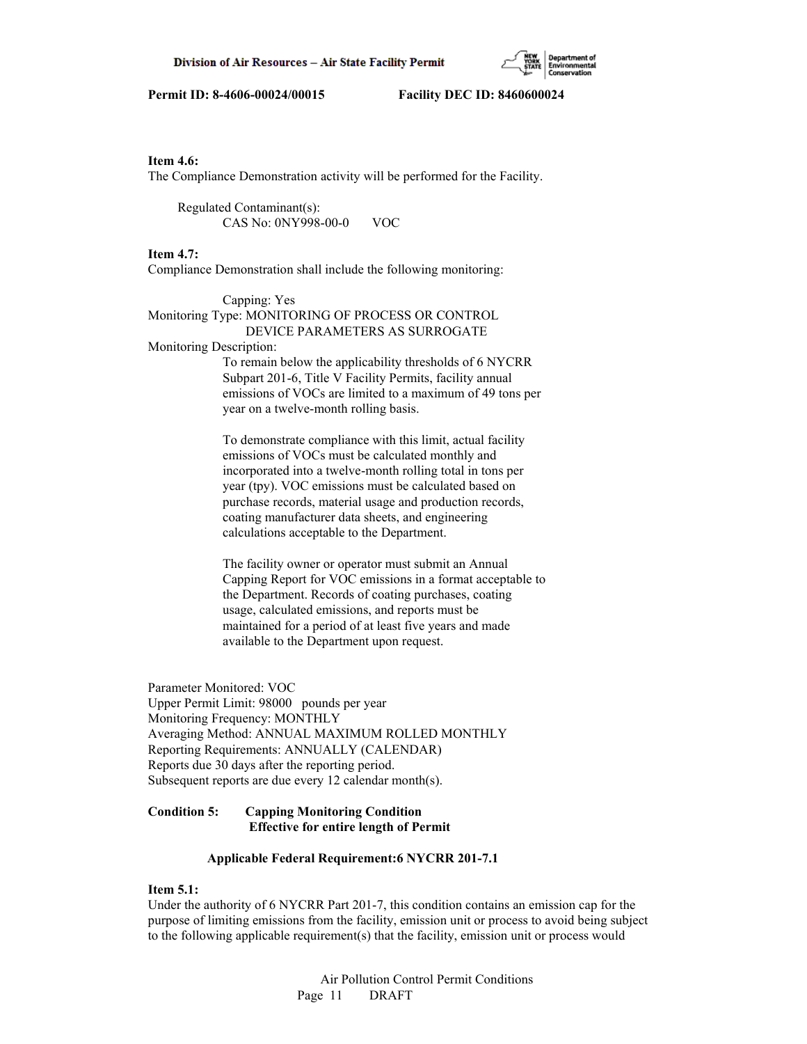**Item 4.6:**
The Compliance Demonstration activity will be performed for the Facility.

Regulated Contaminant(s):
CAS No: 0NY998-00-0 VOC

**Item 4.7:**
Compliance Demonstration shall include the following monitoring:

Capping: Yes
Monitoring Type: MONITORING OF PROCESS OR CONTROL DEVICE PARAMETERS AS SURROGATE
Monitoring Description:
To remain below the applicability thresholds of 6 NYCRR Subpart 201-6, Title V Facility Permits, facility annual emissions of VOCs are limited to a maximum of 49 tons per year on a twelve-month rolling basis.

To demonstrate compliance with this limit, actual facility emissions of VOCs must be calculated monthly and incorporated into a twelve-month rolling total in tons per year (tpy). VOC emissions must be calculated based on purchase records, material usage and production records, coating manufacturer data sheets, and engineering calculations acceptable to the Department.

The facility owner or operator must submit an Annual Capping Report for VOC emissions in a format acceptable to the Department. Records of coating purchases, coating usage, calculated emissions, and reports must be maintained for a period of at least five years and made available to the Department upon request.

Parameter Monitored: VOC
Upper Permit Limit: 98000 pounds per year
Monitoring Frequency: MONTHLY
Averaging Method: ANNUAL MAXIMUM ROLLED MONTHLY
Reporting Requirements: ANNUALLY (CALENDAR)
Reports due 30 days after the reporting period.
Subsequent reports are due every 12 calendar month(s).

**Condition 5: Capping Monitoring Condition**
**Effective for entire length of Permit**

**Applicable Federal Requirement:6 NYCRR 201-7.1**

**Item 5.1:**
Under the authority of 6 NYCRR Part 201-7, this condition contains an emission cap for the purpose of limiting emissions from the facility, emission unit or process to avoid being subject to the following applicable requirement(s) that the facility, emission unit or process would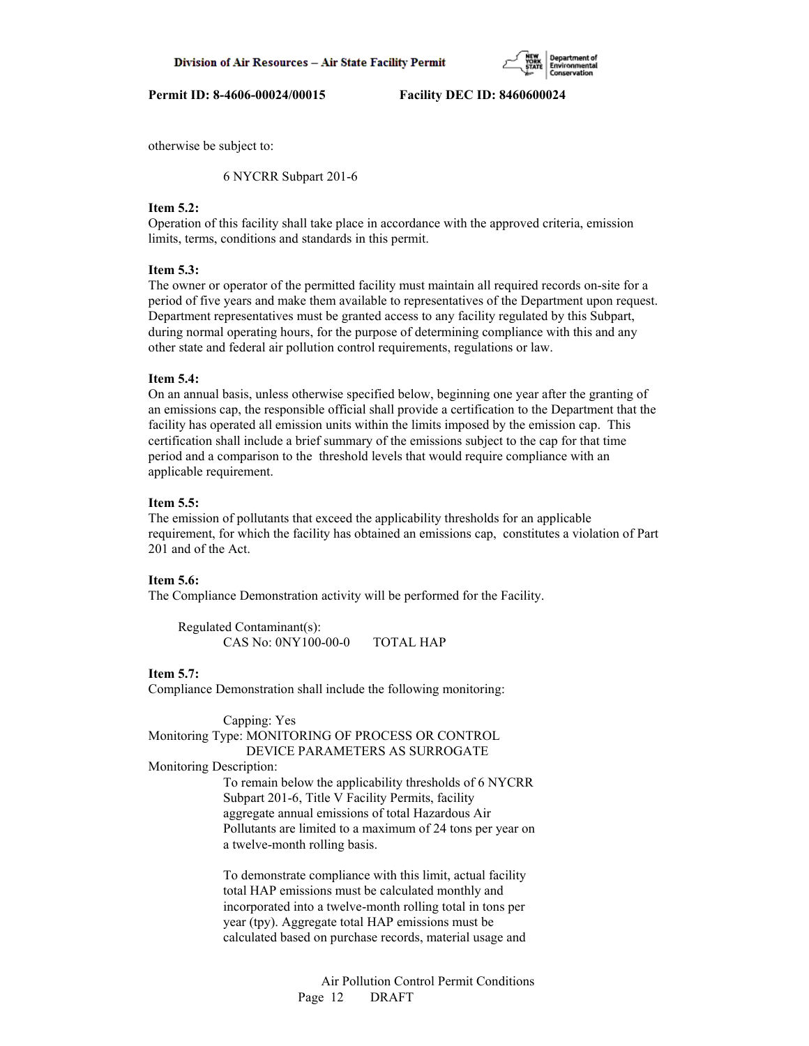otherwise be subject to:

6 NYCRR Subpart 201-6

**Item 5.2:**
Operation of this facility shall take place in accordance with the approved criteria, emission limits, terms, conditions and standards in this permit.

**Item 5.3:**
The owner or operator of the permitted facility must maintain all required records on-site for a period of five years and make them available to representatives of the Department upon request. Department representatives must be granted access to any facility regulated by this Subpart, during normal operating hours, for the purpose of determining compliance with this and any other state and federal air pollution control requirements, regulations or law.

**Item 5.4:**
On an annual basis, unless otherwise specified below, beginning one year after the granting of an emissions cap, the responsible official shall provide a certification to the Department that the facility has operated all emission units within the limits imposed by the emission cap. This certification shall include a brief summary of the emissions subject to the cap for that time period and a comparison to the threshold levels that would require compliance with an applicable requirement.

**Item 5.5:**
The emission of pollutants that exceed the applicability thresholds for an applicable requirement, for which the facility has obtained an emissions cap, constitutes a violation of Part 201 and of the Act.

**Item 5.6:**
The Compliance Demonstration activity will be performed for the Facility.

Regulated Contaminant(s):
CAS No: 0NY100-00-0 TOTAL HAP

**Item 5.7:**
Compliance Demonstration shall include the following monitoring:

Capping: Yes
Monitoring Type: MONITORING OF PROCESS OR CONTROL DEVICE PARAMETERS AS SURROGATE
Monitoring Description:
To remain below the applicability thresholds of 6 NYCRR Subpart 201-6, Title V Facility Permits, facility aggregate annual emissions of total Hazardous Air Pollutants are limited to a maximum of 24 tons per year on a twelve-month rolling basis.

To demonstrate compliance with this limit, actual facility total HAP emissions must be calculated monthly and incorporated into a twelve-month rolling total in tons per year (tpy). Aggregate total HAP emissions must be calculated based on purchase records, material usage and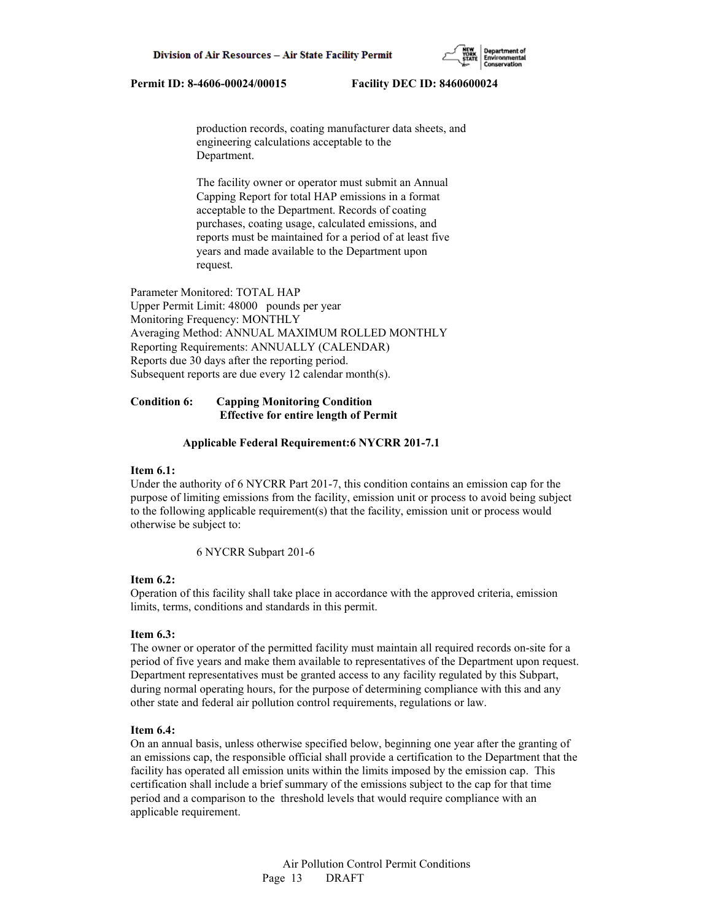production records, coating manufacturer data sheets, and engineering calculations acceptable to the Department.

The facility owner or operator must submit an Annual Capping Report for total HAP emissions in a format acceptable to the Department. Records of coating purchases, coating usage, calculated emissions, and reports must be maintained for a period of at least five years and made available to the Department upon request.

Parameter Monitored: TOTAL HAP
Upper Permit Limit: 48000 pounds per year
Monitoring Frequency: MONTHLY
Averaging Method: ANNUAL MAXIMUM ROLLED MONTHLY
Reporting Requirements: ANNUALLY (CALENDAR)
Reports due 30 days after the reporting period.
Subsequent reports are due every 12 calendar month(s).

**Condition 6: Capping Monitoring Condition**
**Effective for entire length of Permit**

**Applicable Federal Requirement:6 NYCRR 201-7.1**

**Item 6.1:**
Under the authority of 6 NYCRR Part 201-7, this condition contains an emission cap for the purpose of limiting emissions from the facility, emission unit or process to avoid being subject to the following applicable requirement(s) that the facility, emission unit or process would otherwise be subject to:

6 NYCRR Subpart 201-6

**Item 6.2:**
Operation of this facility shall take place in accordance with the approved criteria, emission limits, terms, conditions and standards in this permit.

**Item 6.3:**
The owner or operator of the permitted facility must maintain all required records on-site for a period of five years and make them available to representatives of the Department upon request. Department representatives must be granted access to any facility regulated by this Subpart, during normal operating hours, for the purpose of determining compliance with this and any other state and federal air pollution control requirements, regulations or law.

**Item 6.4:**
On an annual basis, unless otherwise specified below, beginning one year after the granting of an emissions cap, the responsible official shall provide a certification to the Department that the facility has operated all emission units within the limits imposed by the emission cap. This certification shall include a brief summary of the emissions subject to the cap for that time period and a comparison to the threshold levels that would require compliance with an applicable requirement.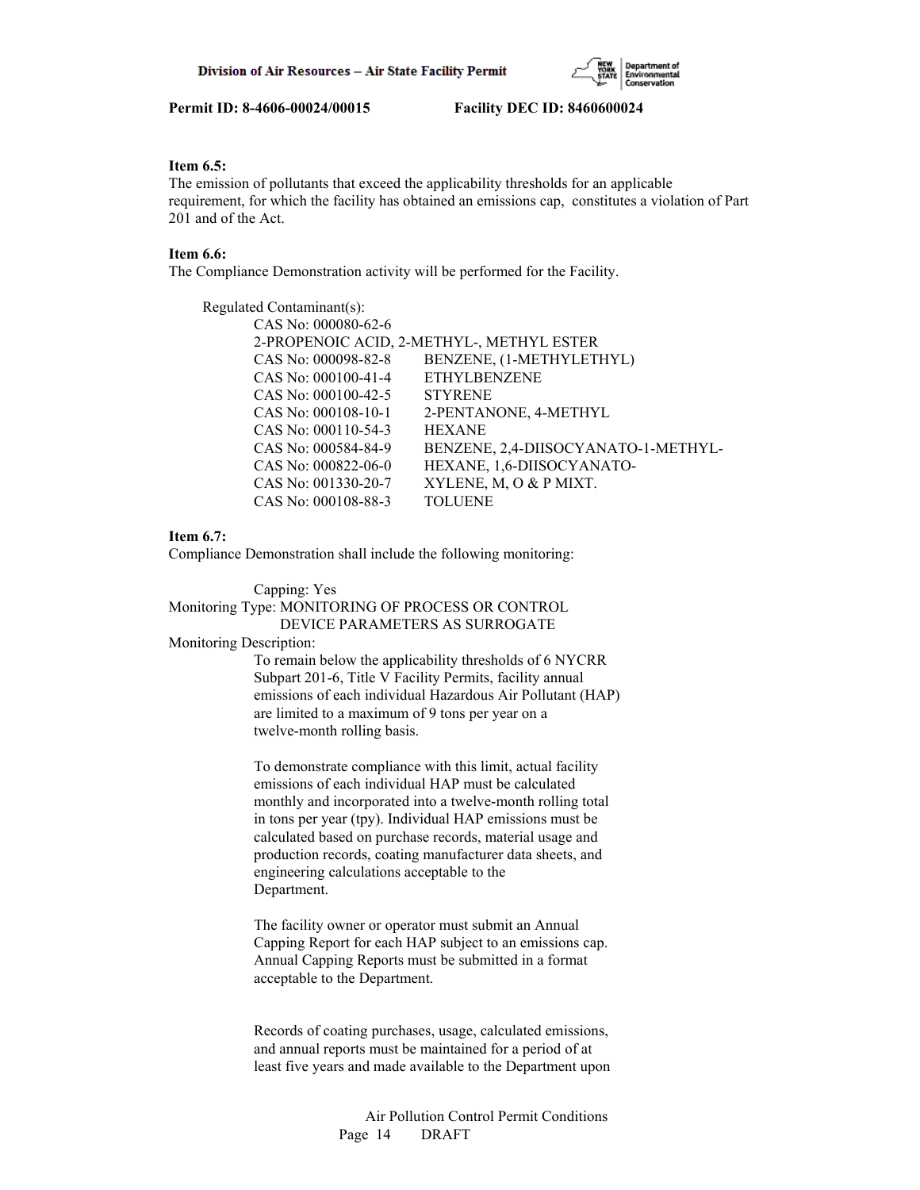**Item 6.5:**
The emission of pollutants that exceed the applicability thresholds for an applicable requirement, for which the facility has obtained an emissions cap, constitutes a violation of Part 201 and of the Act.

**Item 6.6:**
The Compliance Demonstration activity will be performed for the Facility.

Regulated Contaminant(s):

CAS No: 000080-62-6
2-PROPENOIC ACID, 2-METHYL-, METHYL ESTER
CAS No: 000098-82-8 BENZENE, (1-METHYLETHYL)
CAS No: 000100-41-4 ETHYLBENZENE
CAS No: 000100-42-5 STYRENE
CAS No: 000108-10-1 2-PENTANONE, 4-METHYL
CAS No: 000110-54-3 HEXANE
CAS No: 000584-84-9 BENZENE, 2,4-DIISOCYANATO-1-METHYL-
CAS No: 000822-06-0 HEXANE, 1,6-DIISOCYANATO-
CAS No: 001330-20-7 XYLENE, M, O & P MIXT.
CAS No: 000108-88-3 TOLUENE

**Item 6.7:**
Compliance Demonstration shall include the following monitoring:

Capping: Yes
Monitoring Type: MONITORING OF PROCESS OR CONTROL DEVICE PARAMETERS AS SURROGATE
Monitoring Description:

To remain below the applicability thresholds of 6 NYCRR Subpart 201-6, Title V Facility Permits, facility annual emissions of each individual Hazardous Air Pollutant (HAP) are limited to a maximum of 9 tons per year on a twelve-month rolling basis.

To demonstrate compliance with this limit, actual facility emissions of each individual HAP must be calculated monthly and incorporated into a twelve-month rolling total in tons per year (tpy). Individual HAP emissions must be calculated based on purchase records, material usage and production records, coating manufacturer data sheets, and engineering calculations acceptable to the Department.

The facility owner or operator must submit an Annual Capping Report for each HAP subject to an emissions cap. Annual Capping Reports must be submitted in a format acceptable to the Department.

Records of coating purchases, usage, calculated emissions, and annual reports must be maintained for a period of at least five years and made available to the Department upon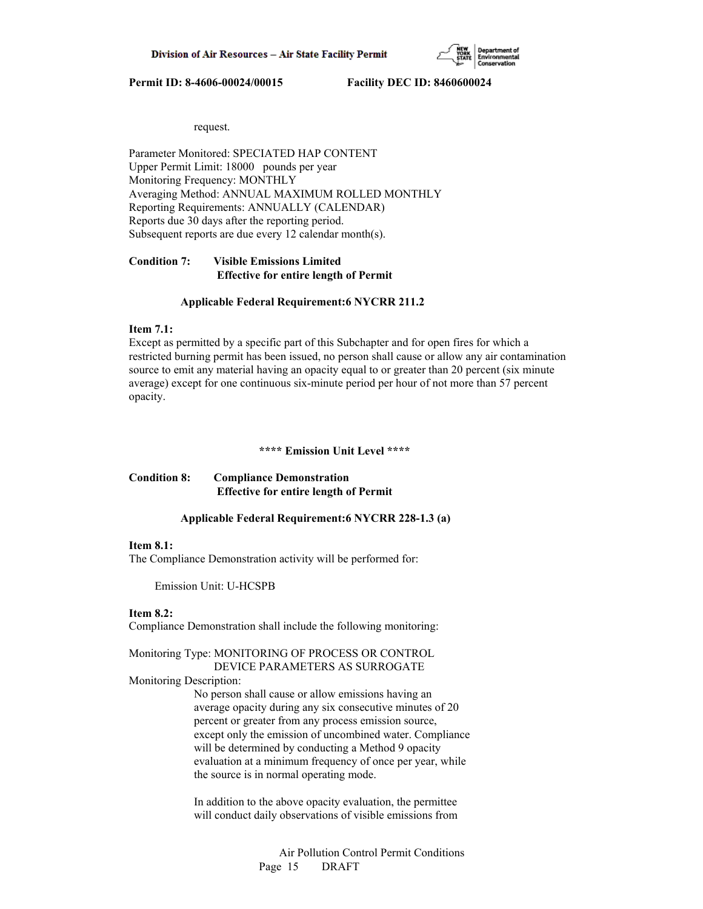request.

Parameter Monitored: SPECIATED HAP CONTENT
Upper Permit Limit: 18000 pounds per year
Monitoring Frequency: MONTHLY
Averaging Method: ANNUAL MAXIMUM ROLLED MONTHLY
Reporting Requirements: ANNUALLY (CALENDAR)
Reports due 30 days after the reporting period.
Subsequent reports are due every 12 calendar month(s).

**Condition 7: Visible Emissions Limited**
**Effective for entire length of Permit**

**Applicable Federal Requirement:6 NYCRR 211.2**

**Item 7.1:**
Except as permitted by a specific part of this Subchapter and for open fires for which a restricted burning permit has been issued, no person shall cause or allow any air contamination source to emit any material having an opacity equal to or greater than 20 percent (six minute average) except for one continuous six-minute period per hour of not more than 57 percent opacity.

**\*\*\*\* Emission Unit Level \*\*\*\***

**Condition 8: Compliance Demonstration**
**Effective for entire length of Permit**

**Applicable Federal Requirement:6 NYCRR 228-1.3 (a)**

**Item 8.1:**
The Compliance Demonstration activity will be performed for:

Emission Unit: U-HCSPB

**Item 8.2:**
Compliance Demonstration shall include the following monitoring:

Monitoring Type: MONITORING OF PROCESS OR CONTROL DEVICE PARAMETERS AS SURROGATE
Monitoring Description:
No person shall cause or allow emissions having an average opacity during any six consecutive minutes of 20 percent or greater from any process emission source, except only the emission of uncombined water. Compliance will be determined by conducting a Method 9 opacity evaluation at a minimum frequency of once per year, while the source is in normal operating mode.

In addition to the above opacity evaluation, the permittee will conduct daily observations of visible emissions from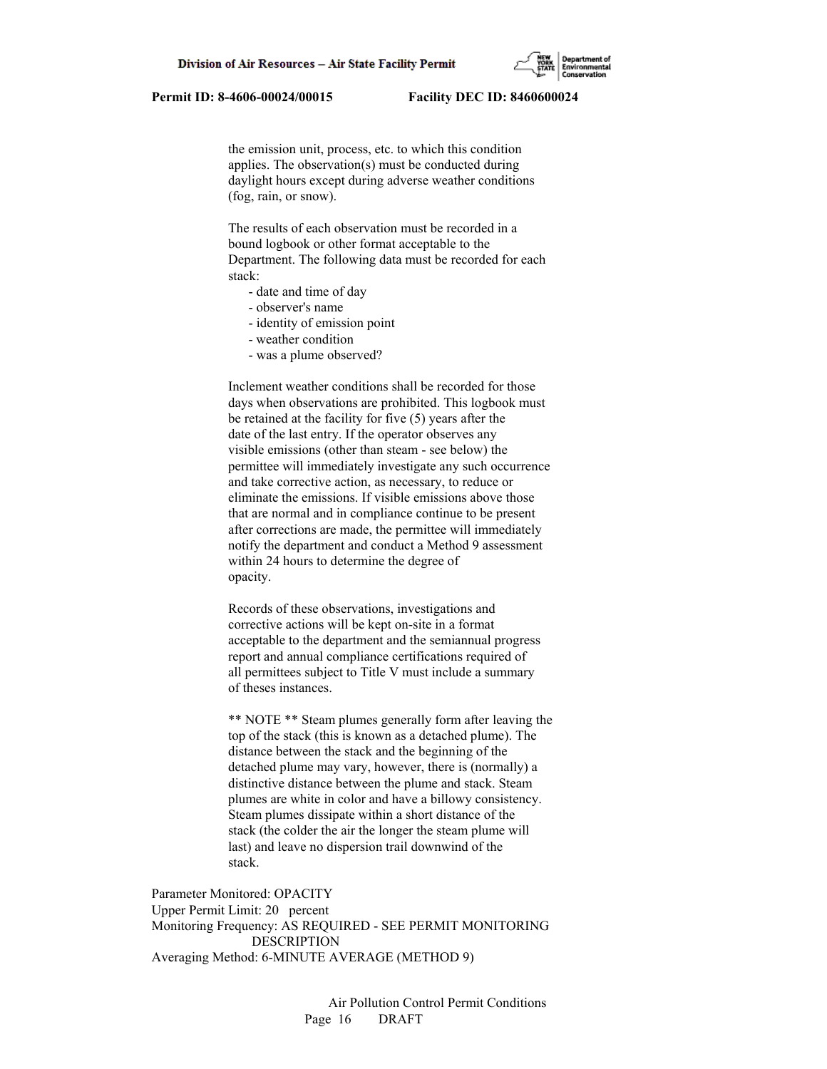the emission unit, process, etc. to which this condition applies. The observation(s) must be conducted during daylight hours except during adverse weather conditions (fog, rain, or snow).

The results of each observation must be recorded in a bound logbook or other format acceptable to the Department. The following data must be recorded for each stack:

- date and time of day
- observer's name
- identity of emission point
- weather condition
- was a plume observed?

Inclement weather conditions shall be recorded for those days when observations are prohibited. This logbook must be retained at the facility for five (5) years after the date of the last entry. If the operator observes any visible emissions (other than steam - see below) the permittee will immediately investigate any such occurrence and take corrective action, as necessary, to reduce or eliminate the emissions. If visible emissions above those that are normal and in compliance continue to be present after corrections are made, the permittee will immediately notify the department and conduct a Method 9 assessment within 24 hours to determine the degree of opacity.

Records of these observations, investigations and corrective actions will be kept on-site in a format acceptable to the department and the semiannual progress report and annual compliance certifications required of all permittees subject to Title V must include a summary of theses instances.

** NOTE ** Steam plumes generally form after leaving the top of the stack (this is known as a detached plume). The distance between the stack and the beginning of the detached plume may vary, however, there is (normally) a distinctive distance between the plume and stack. Steam plumes are white in color and have a billowy consistency. Steam plumes dissipate within a short distance of the stack (the colder the air the longer the steam plume will last) and leave no dispersion trail downwind of the stack.

Parameter Monitored: OPACITY
Upper Permit Limit: 20 percent
Monitoring Frequency: AS REQUIRED - SEE PERMIT MONITORING DESCRIPTION
Averaging Method: 6-MINUTE AVERAGE (METHOD 9)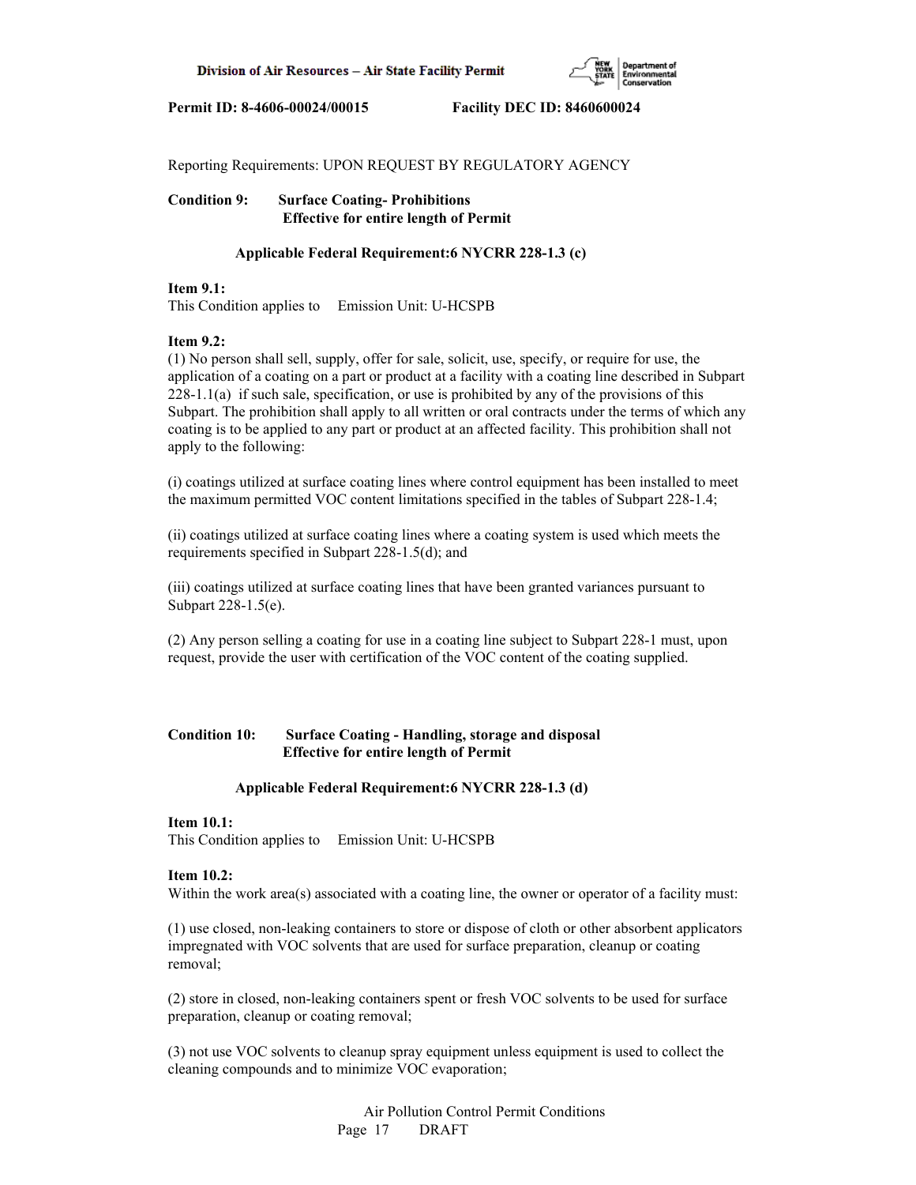Reporting Requirements: UPON REQUEST BY REGULATORY AGENCY

**Condition 9: Surface Coating- Prohibitions**
**Effective for entire length of Permit**

**Applicable Federal Requirement:6 NYCRR 228-1.3 (c)**

**Item 9.1:**
This Condition applies to Emission Unit: U-HCSPB

**Item 9.2:**
(1) No person shall sell, supply, offer for sale, solicit, use, specify, or require for use, the application of a coating on a part or product at a facility with a coating line described in Subpart 228-1.1(a) if such sale, specification, or use is prohibited by any of the provisions of this Subpart. The prohibition shall apply to all written or oral contracts under the terms of which any coating is to be applied to any part or product at an affected facility. This prohibition shall not apply to the following:

(i) coatings utilized at surface coating lines where control equipment has been installed to meet the maximum permitted VOC content limitations specified in the tables of Subpart 228-1.4;

(ii) coatings utilized at surface coating lines where a coating system is used which meets the requirements specified in Subpart 228-1.5(d); and

(iii) coatings utilized at surface coating lines that have been granted variances pursuant to Subpart 228-1.5(e).

(2) Any person selling a coating for use in a coating line subject to Subpart 228-1 must, upon request, provide the user with certification of the VOC content of the coating supplied.

**Condition 10: Surface Coating - Handling, storage and disposal**
**Effective for entire length of Permit**

**Applicable Federal Requirement:6 NYCRR 228-1.3 (d)**

**Item 10.1:**
This Condition applies to Emission Unit: U-HCSPB

**Item 10.2:**
Within the work area(s) associated with a coating line, the owner or operator of a facility must:

(1) use closed, non-leaking containers to store or dispose of cloth or other absorbent applicators impregnated with VOC solvents that are used for surface preparation, cleanup or coating removal;

(2) store in closed, non-leaking containers spent or fresh VOC solvents to be used for surface preparation, cleanup or coating removal;

(3) not use VOC solvents to cleanup spray equipment unless equipment is used to collect the cleaning compounds and to minimize VOC evaporation;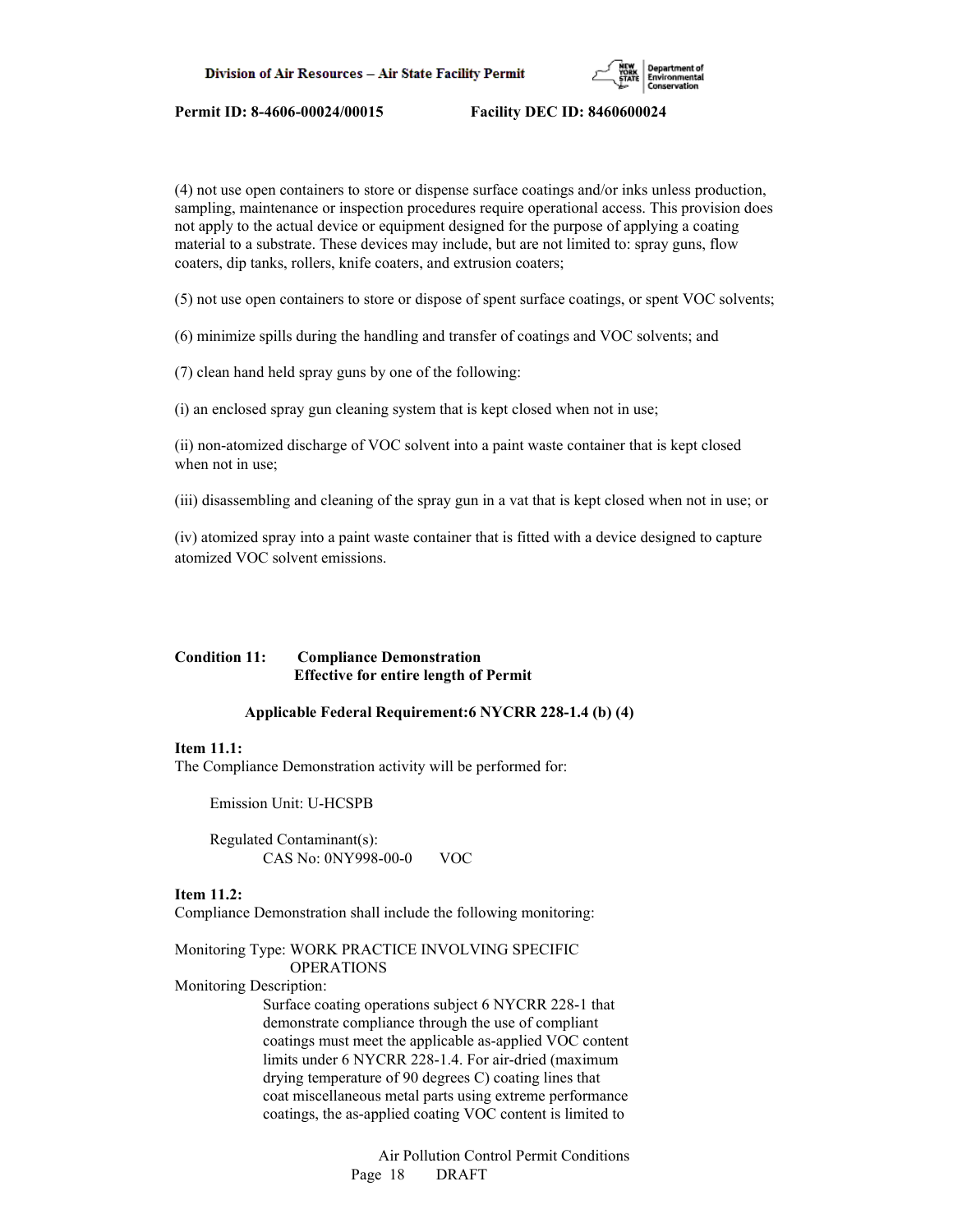(4) not use open containers to store or dispense surface coatings and/or inks unless production, sampling, maintenance or inspection procedures require operational access. This provision does not apply to the actual device or equipment designed for the purpose of applying a coating material to a substrate. These devices may include, but are not limited to: spray guns, flow coaters, dip tanks, rollers, knife coaters, and extrusion coaters;

(5) not use open containers to store or dispose of spent surface coatings, or spent VOC solvents;

(6) minimize spills during the handling and transfer of coatings and VOC solvents; and

(7) clean hand held spray guns by one of the following:

(i) an enclosed spray gun cleaning system that is kept closed when not in use;

(ii) non-atomized discharge of VOC solvent into a paint waste container that is kept closed when not in use;

(iii) disassembling and cleaning of the spray gun in a vat that is kept closed when not in use; or

(iv) atomized spray into a paint waste container that is fitted with a device designed to capture atomized VOC solvent emissions.

**Condition 11: Compliance Demonstration**
**Effective for entire length of Permit**

**Applicable Federal Requirement:6 NYCRR 228-1.4 (b) (4)**

**Item 11.1:**
The Compliance Demonstration activity will be performed for:

Emission Unit: U-HCSPB

Regulated Contaminant(s):
CAS No: 0NY998-00-0 VOC

**Item 11.2:**
Compliance Demonstration shall include the following monitoring:

Monitoring Type: WORK PRACTICE INVOLVING SPECIFIC OPERATIONS
Monitoring Description:
Surface coating operations subject 6 NYCRR 228-1 that demonstrate compliance through the use of compliant coatings must meet the applicable as-applied VOC content limits under 6 NYCRR 228-1.4. For air-dried (maximum drying temperature of 90 degrees C) coating lines that coat miscellaneous metal parts using extreme performance coatings, the as-applied coating VOC content is limited to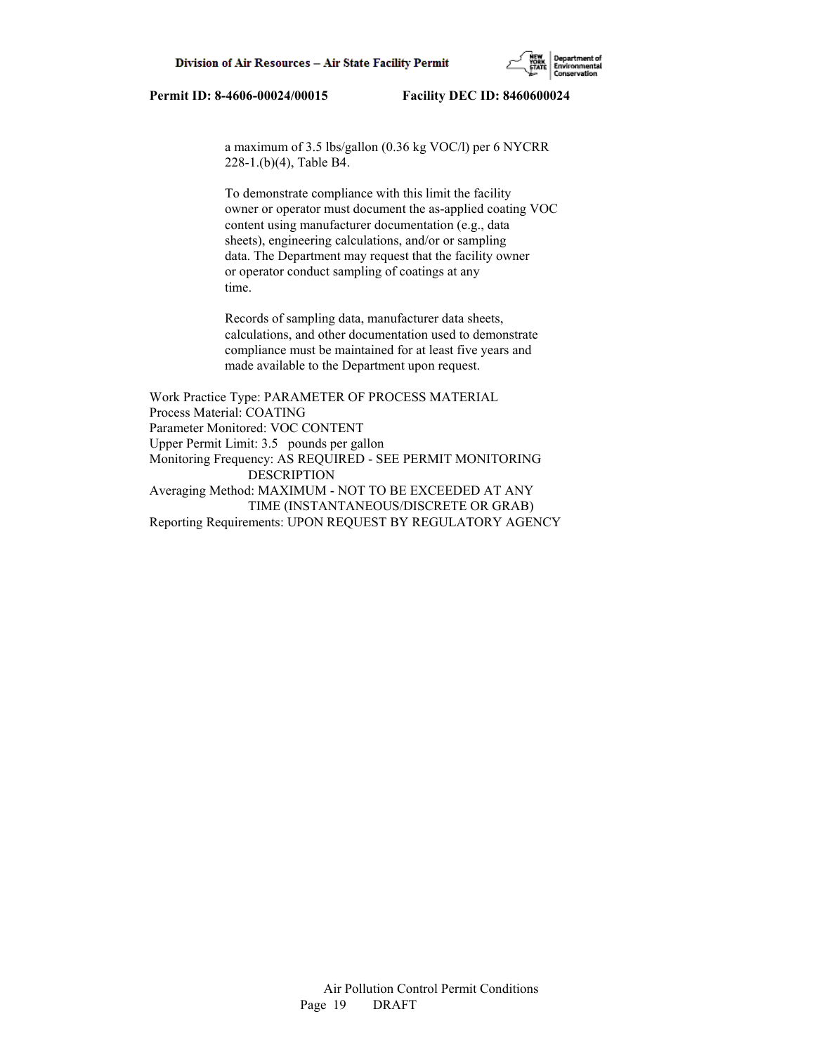a maximum of 3.5 lbs/gallon (0.36 kg VOC/l) per 6 NYCRR 228-1.(b)(4), Table B4.

To demonstrate compliance with this limit the facility owner or operator must document the as-applied coating VOC content using manufacturer documentation (e.g., data sheets), engineering calculations, and/or or sampling data. The Department may request that the facility owner or operator conduct sampling of coatings at any time.

Records of sampling data, manufacturer data sheets, calculations, and other documentation used to demonstrate compliance must be maintained for at least five years and made available to the Department upon request.

Work Practice Type: PARAMETER OF PROCESS MATERIAL
Process Material: COATING
Parameter Monitored: VOC CONTENT
Upper Permit Limit: 3.5 pounds per gallon
Monitoring Frequency: AS REQUIRED - SEE PERMIT MONITORING DESCRIPTION
Averaging Method: MAXIMUM - NOT TO BE EXCEEDED AT ANY TIME (INSTANTANEOUS/DISCRETE OR GRAB)
Reporting Requirements: UPON REQUEST BY REGULATORY AGENCY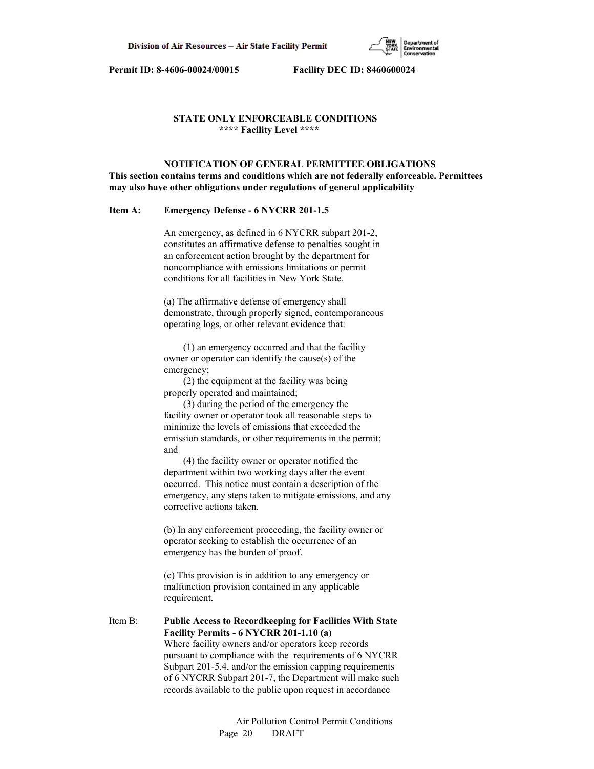**STATE ONLY ENFORCEABLE CONDITIONS**
**\*\*\*\* Facility Level \*\*\*\***

**NOTIFICATION OF GENERAL PERMITTEE OBLIGATIONS**
**This section contains terms and conditions which are not federally enforceable. Permittees may also have other obligations under regulations of general applicability**

**Item A: Emergency Defense - 6 NYCRR 201-1.5**

An emergency, as defined in 6 NYCRR subpart 201-2, constitutes an affirmative defense to penalties sought in an enforcement action brought by the department for noncompliance with emissions limitations or permit conditions for all facilities in New York State.

(a) The affirmative defense of emergency shall demonstrate, through properly signed, contemporaneous operating logs, or other relevant evidence that:

(1) an emergency occurred and that the facility owner or operator can identify the cause(s) of the emergency;
(2) the equipment at the facility was being properly operated and maintained;
(3) during the period of the emergency the facility owner or operator took all reasonable steps to minimize the levels of emissions that exceeded the emission standards, or other requirements in the permit; and
(4) the facility owner or operator notified the department within two working days after the event occurred. This notice must contain a description of the emergency, any steps taken to mitigate emissions, and any corrective actions taken.

(b) In any enforcement proceeding, the facility owner or operator seeking to establish the occurrence of an emergency has the burden of proof.

(c) This provision is in addition to any emergency or malfunction provision contained in any applicable requirement.

Item B: **Public Access to Recordkeeping for Facilities With State Facility Permits - 6 NYCRR 201-1.10 (a)**
Where facility owners and/or operators keep records pursuant to compliance with the requirements of 6 NYCRR Subpart 201-5.4, and/or the emission capping requirements of 6 NYCRR Subpart 201-7, the Department will make such records available to the public upon request in accordance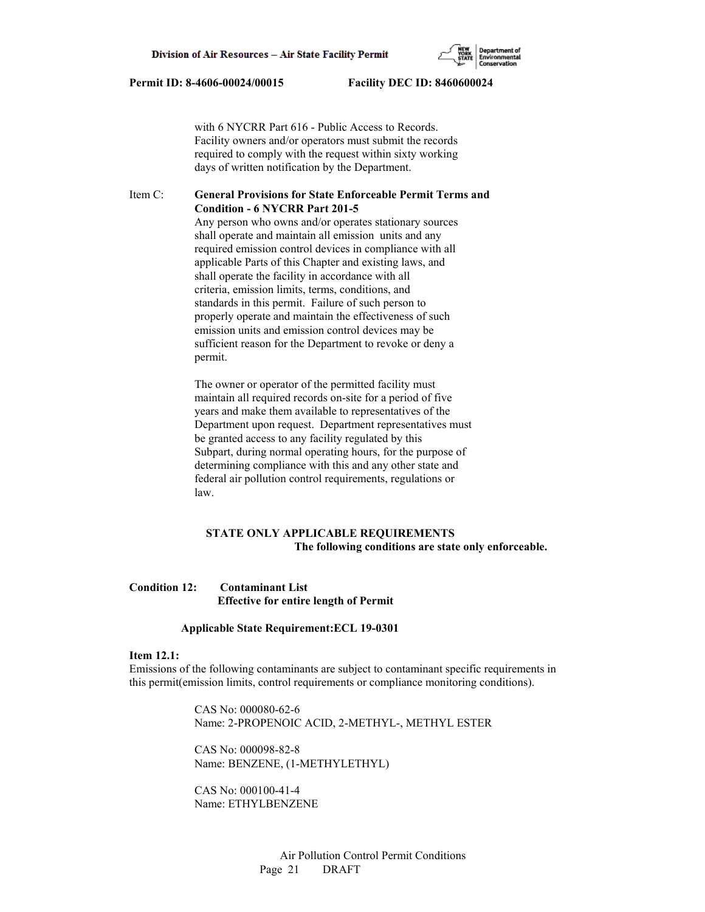with 6 NYCRR Part 616 - Public Access to Records. Facility owners and/or operators must submit the records required to comply with the request within sixty working days of written notification by the Department.

Item C: **General Provisions for State Enforceable Permit Terms and Condition - 6 NYCRR Part 201-5**

Any person who owns and/or operates stationary sources shall operate and maintain all emission units and any required emission control devices in compliance with all applicable Parts of this Chapter and existing laws, and shall operate the facility in accordance with all criteria, emission limits, terms, conditions, and standards in this permit. Failure of such person to properly operate and maintain the effectiveness of such emission units and emission control devices may be sufficient reason for the Department to revoke or deny a permit.

The owner or operator of the permitted facility must maintain all required records on-site for a period of five years and make them available to representatives of the Department upon request. Department representatives must be granted access to any facility regulated by this Subpart, during normal operating hours, for the purpose of determining compliance with this and any other state and federal air pollution control requirements, regulations or law.

**STATE ONLY APPLICABLE REQUIREMENTS**
**The following conditions are state only enforceable.**

**Condition 12: Contaminant List**
**Effective for entire length of Permit**

**Applicable State Requirement:ECL 19-0301**

**Item 12.1:**
Emissions of the following contaminants are subject to contaminant specific requirements in this permit(emission limits, control requirements or compliance monitoring conditions).

CAS No: 000080-62-6
Name: 2-PROPENOIC ACID, 2-METHYL-, METHYL ESTER

CAS No: 000098-82-8
Name: BENZENE, (1-METHYLETHYL)

CAS No: 000100-41-4
Name: ETHYLBENZENE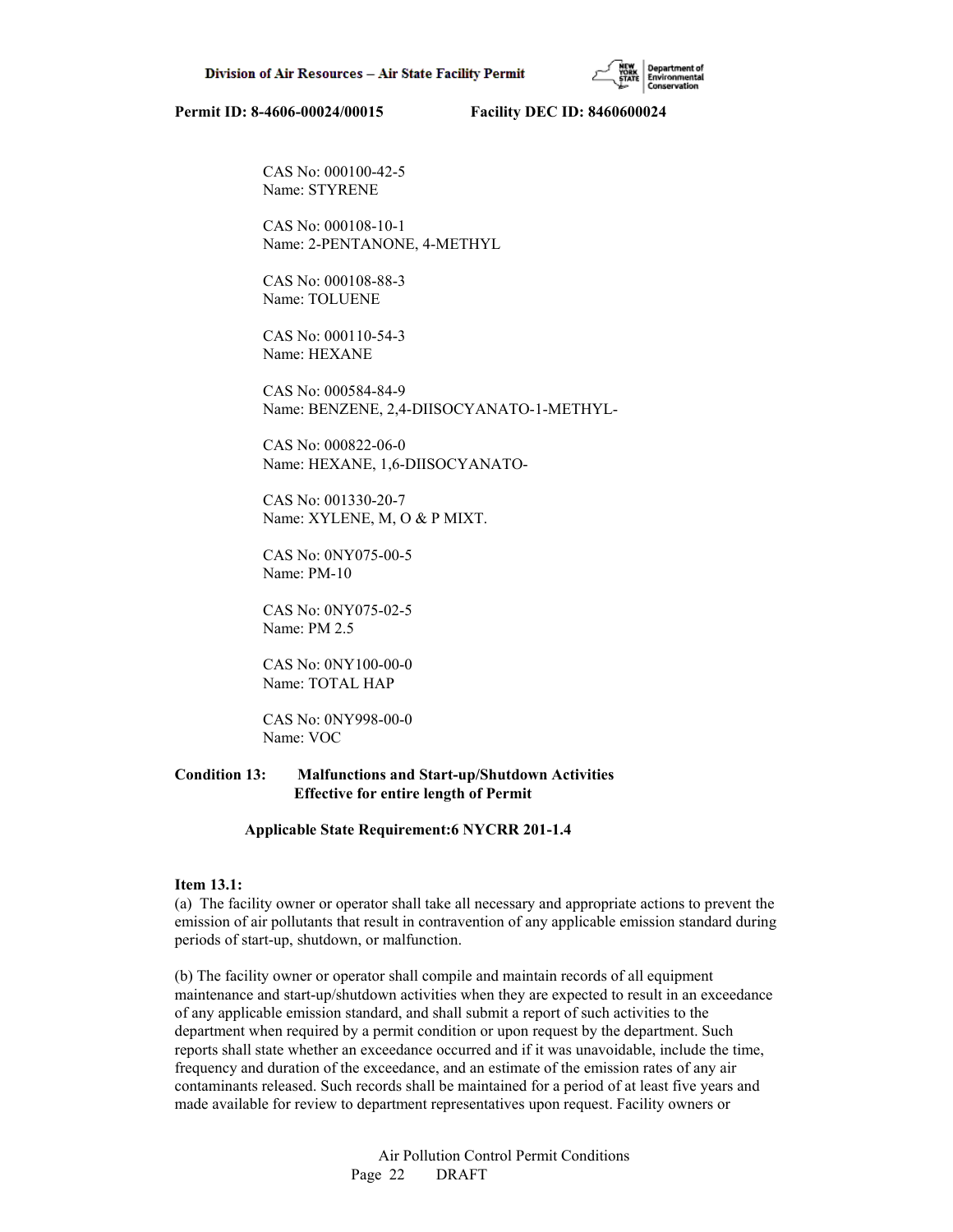CAS No: 000100-42-5
Name: STYRENE

CAS No: 000108-10-1
Name: 2-PENTANONE, 4-METHYL

CAS No: 000108-88-3
Name: TOLUENE

CAS No: 000110-54-3
Name: HEXANE

CAS No: 000584-84-9
Name: BENZENE, 2,4-DIISOCYANATO-1-METHYL-

CAS No: 000822-06-0
Name: HEXANE, 1,6-DIISOCYANATO-

CAS No: 001330-20-7
Name: XYLENE, M, O & P MIXT.

CAS No: 0NY075-00-5
Name: PM-10

CAS No: 0NY075-02-5
Name: PM 2.5

CAS No: 0NY100-00-0
Name: TOTAL HAP

CAS No: 0NY998-00-0
Name: VOC

**Condition 13: Malfunctions and Start-up/Shutdown Activities**
**Effective for entire length of Permit**

**Applicable State Requirement:6 NYCRR 201-1.4**

**Item 13.1:**
(a) The facility owner or operator shall take all necessary and appropriate actions to prevent the emission of air pollutants that result in contravention of any applicable emission standard during periods of start-up, shutdown, or malfunction.

(b) The facility owner or operator shall compile and maintain records of all equipment maintenance and start-up/shutdown activities when they are expected to result in an exceedance of any applicable emission standard, and shall submit a report of such activities to the department when required by a permit condition or upon request by the department. Such reports shall state whether an exceedance occurred and if it was unavoidable, include the time, frequency and duration of the exceedance, and an estimate of the emission rates of any air contaminants released. Such records shall be maintained for a period of at least five years and made available for review to department representatives upon request. Facility owners or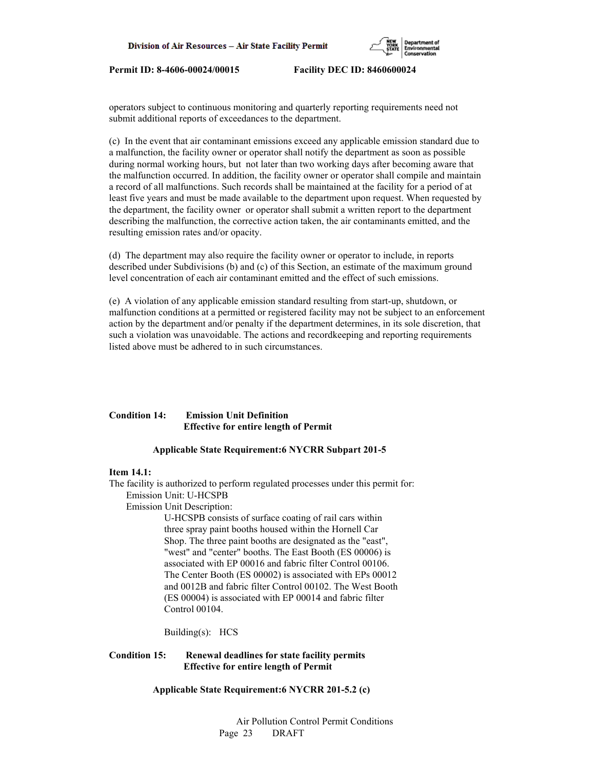operators subject to continuous monitoring and quarterly reporting requirements need not submit additional reports of exceedances to the department.

(c) In the event that air contaminant emissions exceed any applicable emission standard due to a malfunction, the facility owner or operator shall notify the department as soon as possible during normal working hours, but not later than two working days after becoming aware that the malfunction occurred. In addition, the facility owner or operator shall compile and maintain a record of all malfunctions. Such records shall be maintained at the facility for a period of at least five years and must be made available to the department upon request. When requested by the department, the facility owner or operator shall submit a written report to the department describing the malfunction, the corrective action taken, the air contaminants emitted, and the resulting emission rates and/or opacity.

(d) The department may also require the facility owner or operator to include, in reports described under Subdivisions (b) and (c) of this Section, an estimate of the maximum ground level concentration of each air contaminant emitted and the effect of such emissions.

(e) A violation of any applicable emission standard resulting from start-up, shutdown, or malfunction conditions at a permitted or registered facility may not be subject to an enforcement action by the department and/or penalty if the department determines, in its sole discretion, that such a violation was unavoidable. The actions and recordkeeping and reporting requirements listed above must be adhered to in such circumstances.

**Condition 14: Emission Unit Definition**
**Effective for entire length of Permit**

**Applicable State Requirement:6 NYCRR Subpart 201-5**

**Item 14.1:**

The facility is authorized to perform regulated processes under this permit for:

Emission Unit: U-HCSPB

Emission Unit Description:

U-HCSPB consists of surface coating of rail cars within three spray paint booths housed within the Hornell Car Shop. The three paint booths are designated as the "east", "west" and "center" booths. The East Booth (ES 00006) is associated with EP 00016 and fabric filter Control 00106. The Center Booth (ES 00002) is associated with EPs 00012 and 0012B and fabric filter Control 00102. The West Booth (ES 00004) is associated with EP 00014 and fabric filter Control 00104.

Building(s): HCS

**Condition 15: Renewal deadlines for state facility permits**
**Effective for entire length of Permit**

**Applicable State Requirement:6 NYCRR 201-5.2 (c)**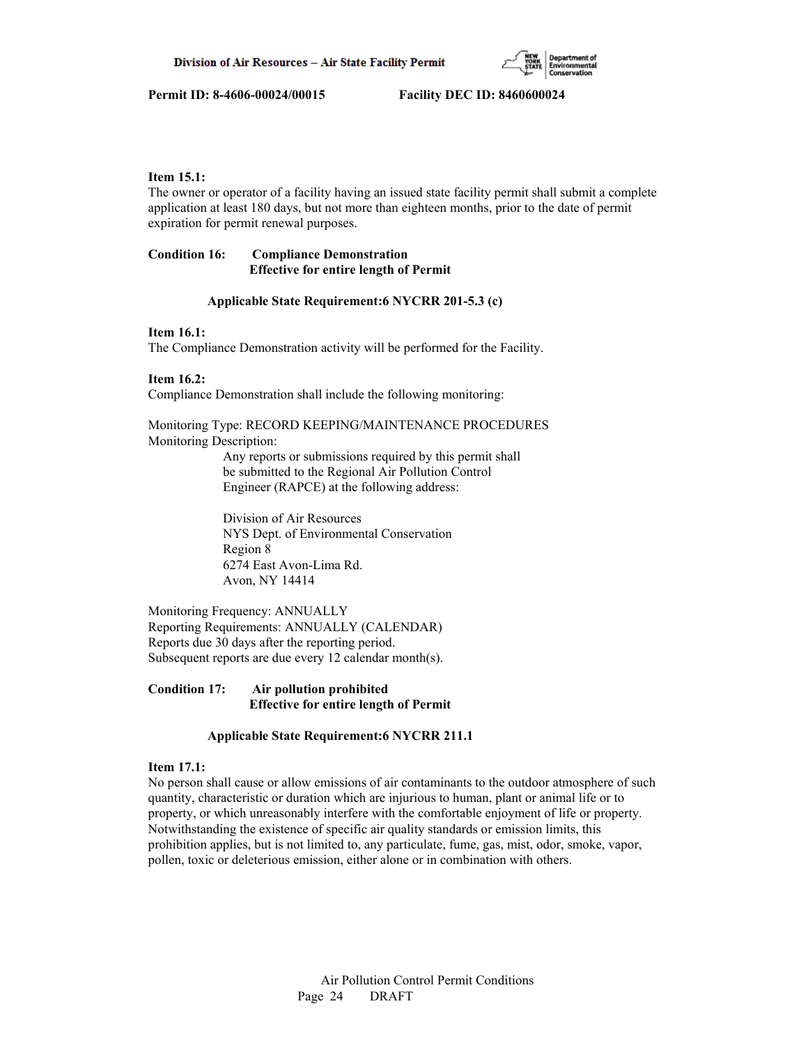**Item 15.1:**
The owner or operator of a facility having an issued state facility permit shall submit a complete application at least 180 days, but not more than eighteen months, prior to the date of permit expiration for permit renewal purposes.

**Condition 16: Compliance Demonstration**
**Effective for entire length of Permit**

**Applicable State Requirement:6 NYCRR 201-5.3 (c)**

**Item 16.1:**
The Compliance Demonstration activity will be performed for the Facility.

**Item 16.2:**
Compliance Demonstration shall include the following monitoring:

Monitoring Type: RECORD KEEPING/MAINTENANCE PROCEDURES
Monitoring Description:

Any reports or submissions required by this permit shall be submitted to the Regional Air Pollution Control Engineer (RAPCE) at the following address:

Division of Air Resources
NYS Dept. of Environmental Conservation
Region 8
6274 East Avon-Lima Rd.
Avon, NY 14414

Monitoring Frequency: ANNUALLY
Reporting Requirements: ANNUALLY (CALENDAR)
Reports due 30 days after the reporting period.
Subsequent reports are due every 12 calendar month(s).

**Condition 17: Air pollution prohibited**
**Effective for entire length of Permit**

**Applicable State Requirement:6 NYCRR 211.1**

**Item 17.1:**
No person shall cause or allow emissions of air contaminants to the outdoor atmosphere of such quantity, characteristic or duration which are injurious to human, plant or animal life or to property, or which unreasonably interfere with the comfortable enjoyment of life or property. Notwithstanding the existence of specific air quality standards or emission limits, this prohibition applies, but is not limited to, any particulate, fume, gas, mist, odor, smoke, vapor, pollen, toxic or deleterious emission, either alone or in combination with others.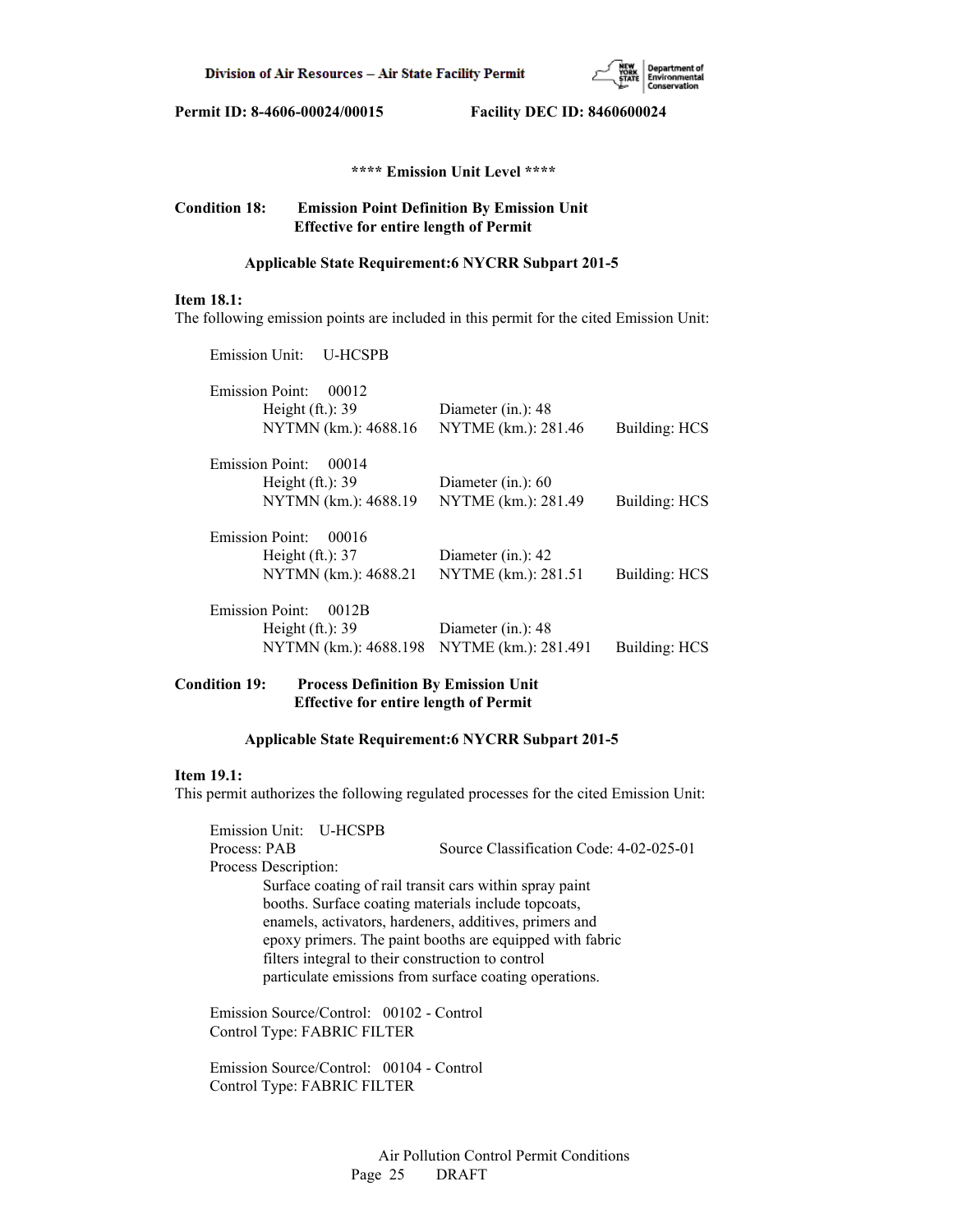**Permit ID: 8-4606-00024/00015 Facility DEC ID: 8460600024**

**\*\*\*\* Emission Unit Level \*\*\*\***

**Condition 18: Emission Point Definition By Emission Unit**
**Effective for entire length of Permit**

**Applicable State Requirement:6 NYCRR Subpart 201-5**

**Item 18.1:**
The following emission points are included in this permit for the cited Emission Unit:

Emission Unit: U-HCSPB

Emission Point: 00012
Height (ft.): 39 Diameter (in.): 48
NYTMN (km.): 4688.16 NYTME (km.): 281.46 Building: HCS

Emission Point: 00014
Height (ft.): 39 Diameter (in.): 60
NYTMN (km.): 4688.19 NYTME (km.): 281.49 Building: HCS

Emission Point: 00016
Height (ft.): 37 Diameter (in.): 42
NYTMN (km.): 4688.21 NYTME (km.): 281.51 Building: HCS

Emission Point: 0012B
Height (ft.): 39 Diameter (in.): 48
NYTMN (km.): 4688.198 NYTME (km.): 281.491 Building: HCS

**Condition 19: Process Definition By Emission Unit**
**Effective for entire length of Permit**

**Applicable State Requirement:6 NYCRR Subpart 201-5**

**Item 19.1:**
This permit authorizes the following regulated processes for the cited Emission Unit:

Emission Unit: U-HCSPB
Process: PAB Source Classification Code: 4-02-025-01
Process Description:
Surface coating of rail transit cars within spray paint booths. Surface coating materials include topcoats, enamels, activators, hardeners, additives, primers and epoxy primers. The paint booths are equipped with fabric filters integral to their construction to control particulate emissions from surface coating operations.

Emission Source/Control: 00102 - Control
Control Type: FABRIC FILTER

Emission Source/Control: 00104 - Control
Control Type: FABRIC FILTER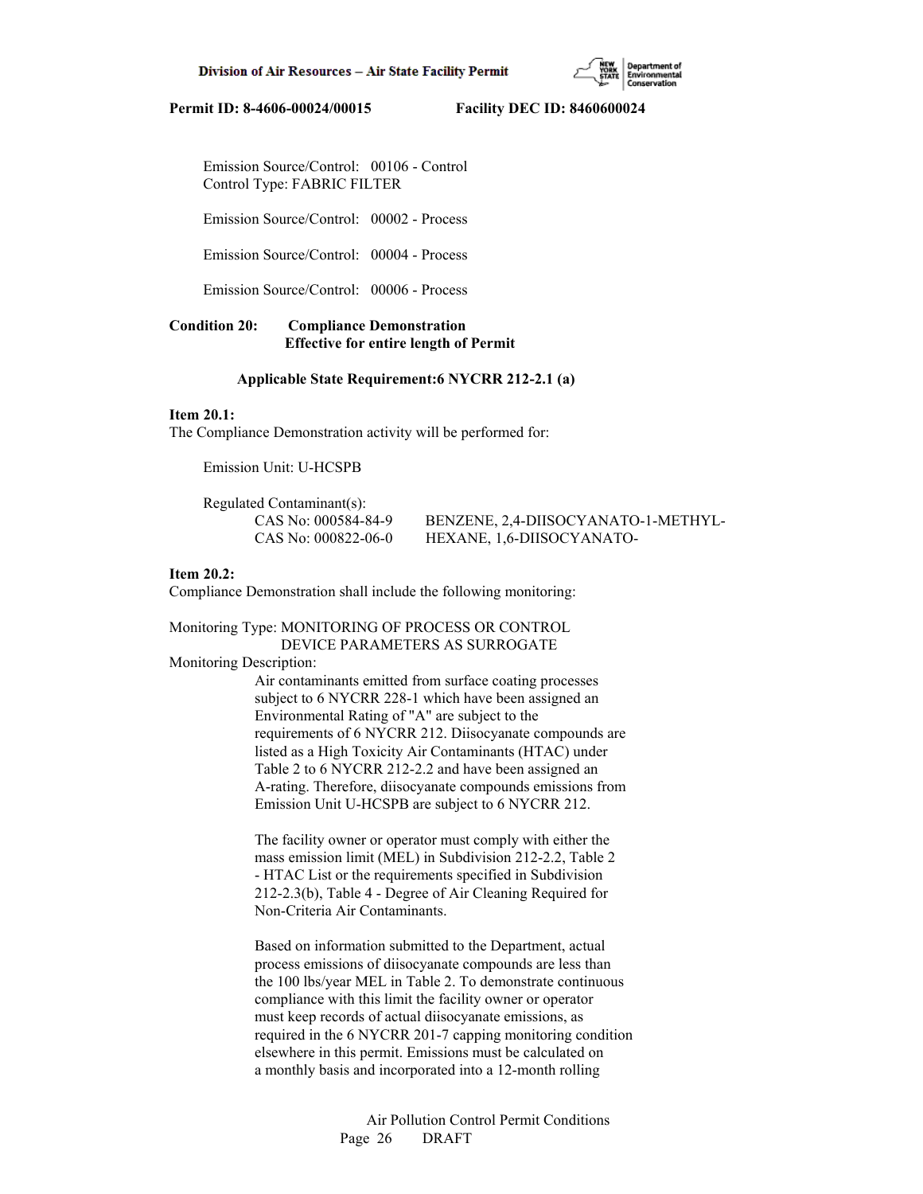Emission Source/Control: 00106 - Control
Control Type: FABRIC FILTER

Emission Source/Control: 00002 - Process

Emission Source/Control: 00004 - Process

Emission Source/Control: 00006 - Process

**Condition 20: Compliance Demonstration**
**Effective for entire length of Permit**

**Applicable State Requirement:6 NYCRR 212-2.1 (a)**

**Item 20.1:**
The Compliance Demonstration activity will be performed for:

Emission Unit: U-HCSPB

Regulated Contaminant(s):

| | |
|---|---|
| CAS No: 000584-84-9 | BENZENE, 2,4-DIISOCYANATO-1-METHYL- |
| CAS No: 000822-06-0 | HEXANE, 1,6-DIISOCYANATO- |

**Item 20.2:**
Compliance Demonstration shall include the following monitoring:

Monitoring Type: MONITORING OF PROCESS OR CONTROL DEVICE PARAMETERS AS SURROGATE

Monitoring Description:

Air contaminants emitted from surface coating processes subject to 6 NYCRR 228-1 which have been assigned an Environmental Rating of "A" are subject to the requirements of 6 NYCRR 212. Diisocyanate compounds are listed as a High Toxicity Air Contaminants (HTAC) under Table 2 to 6 NYCRR 212-2.2 and have been assigned an A-rating. Therefore, diisocyanate compounds emissions from Emission Unit U-HCSPB are subject to 6 NYCRR 212.

The facility owner or operator must comply with either the mass emission limit (MEL) in Subdivision 212-2.2, Table 2 - HTAC List or the requirements specified in Subdivision 212-2.3(b), Table 4 - Degree of Air Cleaning Required for Non-Criteria Air Contaminants.

Based on information submitted to the Department, actual process emissions of diisocyanate compounds are less than the 100 lbs/year MEL in Table 2. To demonstrate continuous compliance with this limit the facility owner or operator must keep records of actual diisocyanate emissions, as required in the 6 NYCRR 201-7 capping monitoring condition elsewhere in this permit. Emissions must be calculated on a monthly basis and incorporated into a 12-month rolling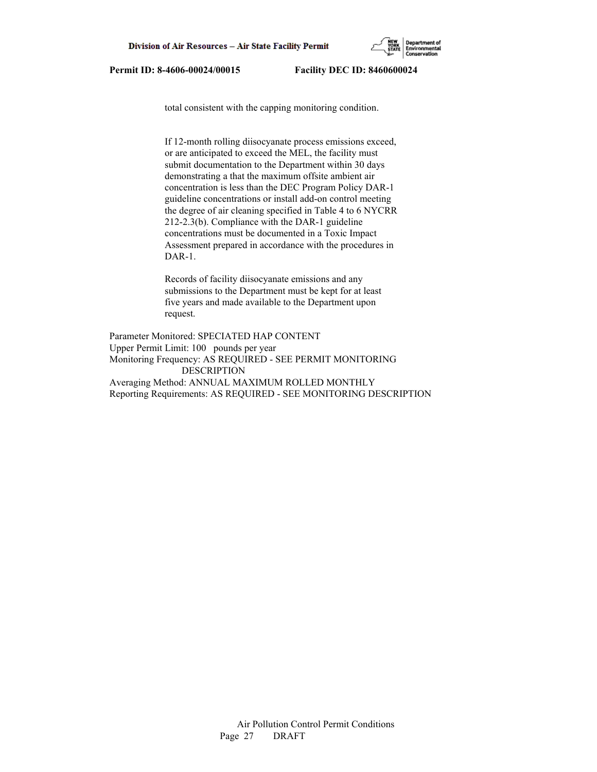total consistent with the capping monitoring condition.

If 12-month rolling diisocyanate process emissions exceed, or are anticipated to exceed the MEL, the facility must submit documentation to the Department within 30 days demonstrating a that the maximum offsite ambient air concentration is less than the DEC Program Policy DAR-1 guideline concentrations or install add-on control meeting the degree of air cleaning specified in Table 4 to 6 NYCRR 212-2.3(b). Compliance with the DAR-1 guideline concentrations must be documented in a Toxic Impact Assessment prepared in accordance with the procedures in DAR-1.

Records of facility diisocyanate emissions and any submissions to the Department must be kept for at least five years and made available to the Department upon request.

Parameter Monitored: SPECIATED HAP CONTENT
Upper Permit Limit: 100 pounds per year
Monitoring Frequency: AS REQUIRED - SEE PERMIT MONITORING DESCRIPTION
Averaging Method: ANNUAL MAXIMUM ROLLED MONTHLY
Reporting Requirements: AS REQUIRED - SEE MONITORING DESCRIPTION